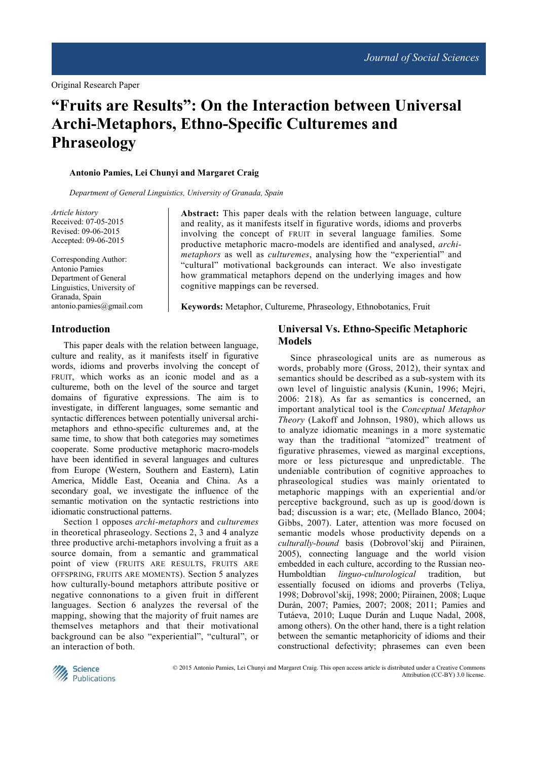Original Research Paper

# "Fruits are Results": On the Interaction between Universal Archi-Metaphors, Ethno-Specific Culturemes and Phraseology

**Antonio Pamies, Lei Chunyi and Margaret Craig**

*Department of General Linguistics, University of Granada, Spain*

*Article history*
Received: 07-05-2015
Revised: 09-06-2015
Accepted: 09-06-2015

Corresponding Author:
Antonio Pamies
Department of General Linguistics, University of Granada, Spain
antonio.pamies@gmail.com

**Abstract:** This paper deals with the relation between language, culture and reality, as it manifests itself in figurative words, idioms and proverbs involving the concept of FRUIT in several language families. Some productive metaphoric macro-models are identified and analysed, *archi-metaphors* as well as *culturemes*, analysing how the "experiential" and "cultural" motivational backgrounds can interact. We also investigate how grammatical metaphors depend on the underlying images and how cognitive mappings can be reversed.

**Keywords:** Metaphor, Cultureme, Phraseology, Ethnobotanics, Fruit

## Introduction

This paper deals with the relation between language, culture and reality, as it manifests itself in figurative words, idioms and proverbs involving the concept of FRUIT, which works as an iconic model and as a cultureme, both on the level of the source and target domains of figurative expressions. The aim is to investigate, in different languages, some semantic and syntactic differences between potentially universal archi-metaphors and ethno-specific culturemes and, at the same time, to show that both categories may sometimes cooperate. Some productive metaphoric macro-models have been identified in several languages and cultures from Europe (Western, Southern and Eastern), Latin America, Middle East, Oceania and China. As a secondary goal, we investigate the influence of the semantic motivation on the syntactic restrictions into idiomatic constructional patterns.

Section 1 opposes *archi-metaphors* and *culturemes* in theoretical phraseology. Sections 2, 3 and 4 analyze three productive archi-metaphors involving a fruit as a source domain, from a semantic and grammatical point of view (FRUITS ARE RESULTS, FRUITS ARE OFFSPRING, FRUITS ARE MOMENTS). Section 5 analyzes how culturally-bound metaphors attribute positive or negative connonations to a given fruit in different languages. Section 6 analyzes the reversal of the mapping, showing that the majority of fruit names are themselves metaphors and that their motivational background can be also "experiential", "cultural", or an interaction of both.

## Universal Vs. Ethno-Specific Metaphoric Models

Since phraseological units are as numerous as words, probably more (Gross, 2012), their syntax and semantics should be described as a sub-system with its own level of linguistic analysis (Kunin, 1996; Mejri, 2006: 218). As far as semantics is concerned, an important analytical tool is the *Conceptual Metaphor Theory* (Lakoff and Johnson, 1980), which allows us to analyze idiomatic meanings in a more systematic way than the traditional "atomized" treatment of figurative phrasemes, viewed as marginal exceptions, more or less picturesque and unpredictable. The undeniable contribution of cognitive approaches to phraseological studies was mainly orientated to metaphoric mappings with an experiential and/or perceptive background, such as up is good/down is bad; discussion is a war; etc, (Mellado Blanco, 2004; Gibbs, 2007). Later, attention was more focused on semantic models whose productivity depends on a *culturally-bound* basis (Dobrovol'skij and Piirainen, 2005), connecting language and the world vision embedded in each culture, according to the Russian neo-Humboldtian *linguo-culturological* tradition, but essentially focused on idioms and proverbs (Teliya, 1998; Dobrovol'skij, 1998; 2000; Piirainen, 2008; Luque Durán, 2007; Pamies, 2007; 2008; 2011; Pamies and Tutáeva, 2010; Luque Durán and Luque Nadal, 2008, among others). On the other hand, there is a tight relation between the semantic metaphoricity of idioms and their constructional defectivity; phrasemes can even been

© 2015 Antonio Pamies, Lei Chunyi and Margaret Craig. This open access article is distributed under a Creative Commons Attribution (CC-BY) 3.0 license.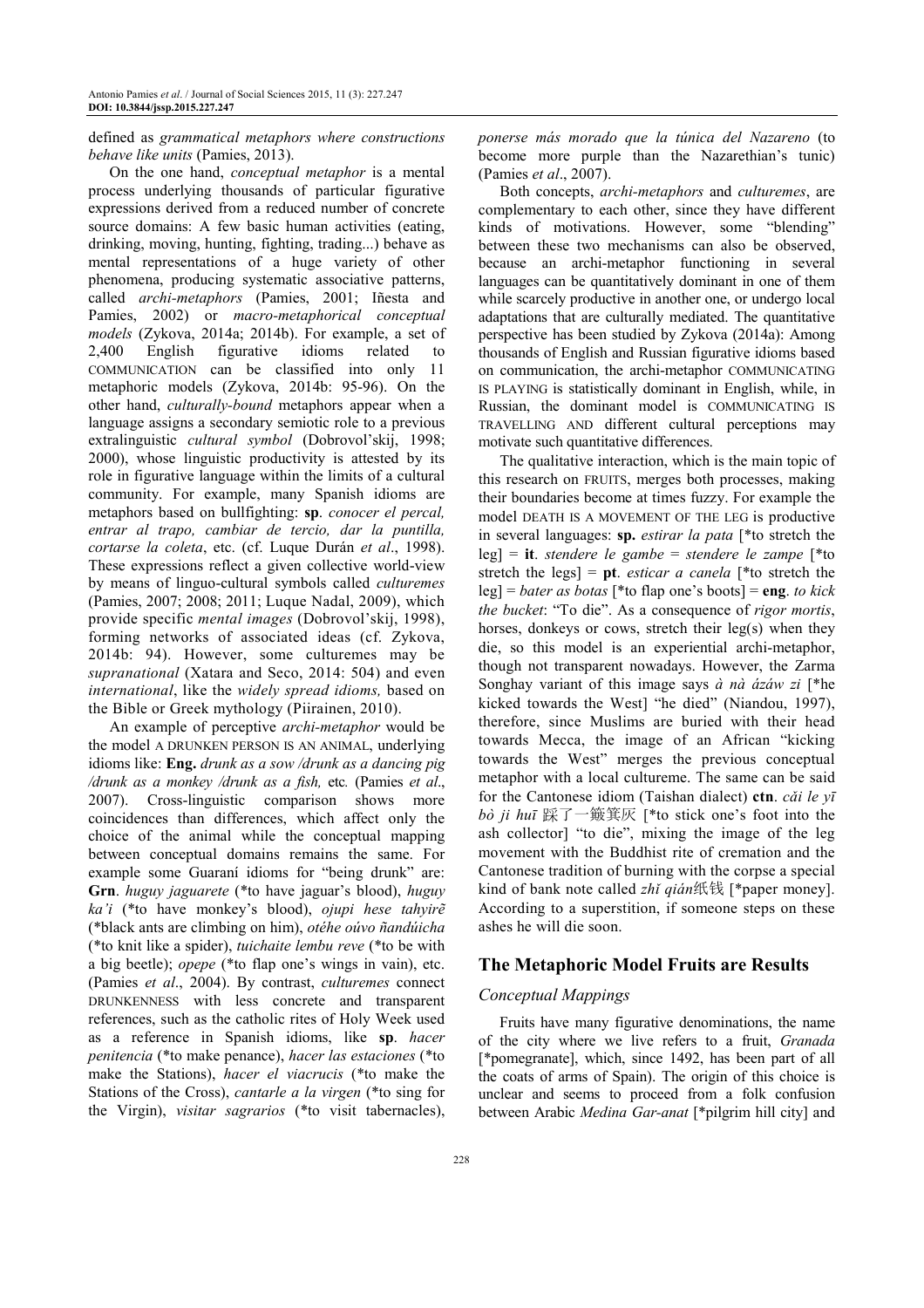defined as *grammatical metaphors where constructions behave like units* (Pamies, 2013).

On the one hand, *conceptual metaphor* is a mental process underlying thousands of particular figurative expressions derived from a reduced number of concrete source domains: A few basic human activities (eating, drinking, moving, hunting, fighting, trading...) behave as mental representations of a huge variety of other phenomena, producing systematic associative patterns, called *archi-metaphors* (Pamies, 2001; Iñesta and Pamies, 2002) or *macro-metaphorical conceptual models* (Zykova, 2014a; 2014b). For example, a set of 2,400 English figurative idioms related to COMMUNICATION can be classified into only 11 metaphoric models (Zykova, 2014b: 95-96). On the other hand, *culturally-bound* metaphors appear when a language assigns a secondary semiotic role to a previous extralinguistic *cultural symbol* (Dobrovol'skij, 1998; 2000), whose linguistic productivity is attested by its role in figurative language within the limits of a cultural community. For example, many Spanish idioms are metaphors based on bullfighting: **sp**. *conocer el percal, entrar al trapo, cambiar de tercio, dar la puntilla, cortarse la coleta*, etc. (cf. Luque Durán *et al*., 1998). These expressions reflect a given collective world-view by means of linguo-cultural symbols called *culturemes* (Pamies, 2007; 2008; 2011; Luque Nadal, 2009), which provide specific *mental images* (Dobrovol'skij, 1998), forming networks of associated ideas (cf. Zykova, 2014b: 94). However, some culturemes may be *supranational* (Xatara and Seco, 2014: 504) and even *international*, like the *widely spread idioms,* based on the Bible or Greek mythology (Piirainen, 2010).

An example of perceptive *archi-metaphor* would be the model A DRUNKEN PERSON IS AN ANIMAL, underlying idioms like: **Eng.** *drunk as a sow /drunk as a dancing pig /drunk as a monkey /drunk as a fish,* etc*.* (Pamies *et al*., 2007). Cross-linguistic comparison shows more coincidences than differences, which affect only the choice of the animal while the conceptual mapping between conceptual domains remains the same. For example some Guaraní idioms for "being drunk" are: **Grn**. *huguy jaguarete* (*to have jaguar's blood), *huguy ka'i* (*to have monkey's blood), *ojupi hese tahyirẽ* (*black ants are climbing on him), *otéhe oúvo ñandúicha* (*to knit like a spider), *tuichaite lembu reve* (*to be with a big beetle); *opepe* (*to flap one's wings in vain), etc. (Pamies *et al*., 2004). By contrast, *culturemes* connect DRUNKENNESS with less concrete and transparent references, such as the catholic rites of Holy Week used as a reference in Spanish idioms, like **sp**. *hacer penitencia* (*to make penance), *hacer las estaciones* (*to make the Stations), *hacer el viacrucis* (*to make the Stations of the Cross), *cantarle a la virgen* (*to sing for the Virgin), *visitar sagrarios* (*to visit tabernacles), *ponerse más morado que la túnica del Nazareno* (to become more purple than the Nazarethian's tunic) (Pamies *et al*., 2007).

Both concepts, *archi-metaphors* and *culturemes*, are complementary to each other, since they have different kinds of motivations. However, some "blending" between these two mechanisms can also be observed, because an archi-metaphor functioning in several languages can be quantitatively dominant in one of them while scarcely productive in another one, or undergo local adaptations that are culturally mediated. The quantitative perspective has been studied by Zykova (2014a): Among thousands of English and Russian figurative idioms based on communication, the archi-metaphor COMMUNICATING IS PLAYING is statistically dominant in English, while, in Russian, the dominant model is COMMUNICATING IS TRAVELLING AND different cultural perceptions may motivate such quantitative differences.

The qualitative interaction, which is the main topic of this research on FRUITS, merges both processes, making their boundaries become at times fuzzy. For example the model DEATH IS A MOVEMENT OF THE LEG is productive in several languages: **sp.** *estirar la pata* [*to stretch the leg] = **it**. *stendere le gambe* = *stendere le zampe* [*to stretch the legs] = **pt**. *esticar a canela* [*to stretch the leg] = *bater as botas* [*to flap one's boots] = **eng**. *to kick the bucket*: "To die". As a consequence of *rigor mortis*, horses, donkeys or cows, stretch their leg(s) when they die, so this model is an experiential archi-metaphor, though not transparent nowadays. However, the Zarma Songhay variant of this image says *à nà ázáw zi* [*he kicked towards the West] "he died" (Niandou, 1997), therefore, since Muslims are buried with their head towards Mecca, the image of an African "kicking towards the West" merges the previous conceptual metaphor with a local cultureme. The same can be said for the Cantonese idiom (Taishan dialect) **ctn**. *căi le yī bò ji huī* 踩了一簸箕灰 [*to stick one's foot into the ash collector] "to die", mixing the image of the leg movement with the Buddhist rite of cremation and the Cantonese tradition of burning with the corpse a special kind of bank note called *zhǐ qián*纸钱 [*paper money]. According to a superstition, if someone steps on these ashes he will die soon.

## The Metaphoric Model Fruits are Results

### Conceptual Mappings

Fruits have many figurative denominations, the name of the city where we live refers to a fruit, *Granada* [*pomegranate], which, since 1492, has been part of all the coats of arms of Spain). The origin of this choice is unclear and seems to proceed from a folk confusion between Arabic *Medina Gar-anat* [*pilgrim hill city] and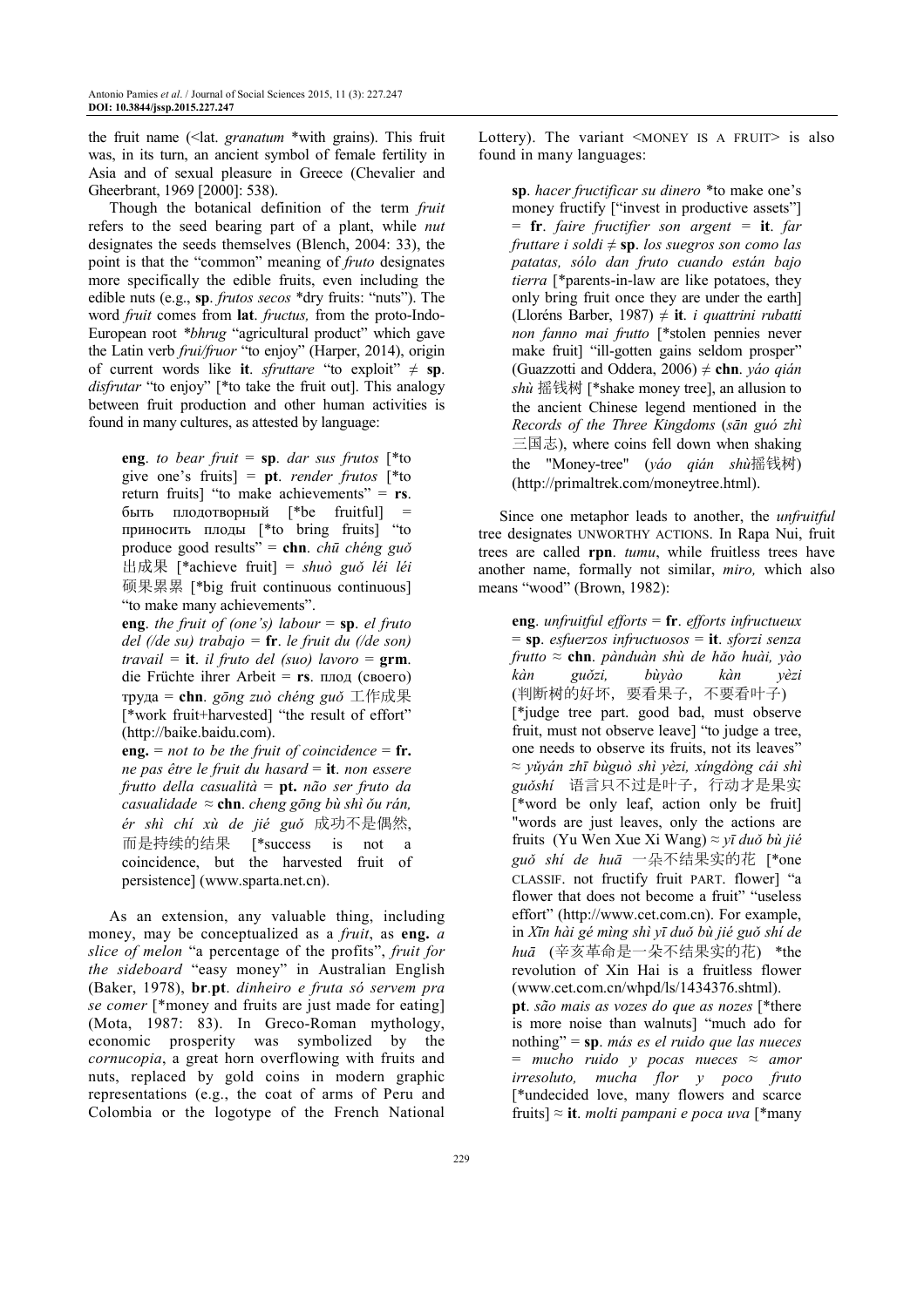the fruit name (<lat. *granatum* *with grains). This fruit was, in its turn, an ancient symbol of female fertility in Asia and of sexual pleasure in Greece (Chevalier and Gheerbrant, 1969 [2000]: 538).

Though the botanical definition of the term *fruit* refers to the seed bearing part of a plant, while *nut* designates the seeds themselves (Blench, 2004: 33), the point is that the "common" meaning of *fruto* designates more specifically the edible fruits, even including the edible nuts (e.g., **sp**. *frutos secos* *dry fruits: "nuts"). The word *fruit* comes from **lat**. *fructus,* from the proto-Indo-European root *\*bhrug* "agricultural product" which gave the Latin verb *frui/fruor* "to enjoy" (Harper, 2014), origin of current words like **it**. *sfruttare* "to exploit" ≠ **sp**. *disfrutar* "to enjoy" [*to take the fruit out]. This analogy between fruit production and other human activities is found in many cultures, as attested by language:

> **eng**. *to bear fruit* = **sp**. *dar sus frutos* [*to give one's fruits] = **pt**. *render frutos* [*to return fruits] "to make achievements" = **rs**. быть плодотворный [*be fruitful] = приносить плоды [*to bring fruits] "to produce good results" = **chn**. *chū chéng guǒ* 出成果 [*achieve fruit] = *shuò guǒ léi léi* 硕果累累 [*big fruit continuous continuous] "to make many achievements".
>
> **eng**. *the fruit of (one's) labour* = **sp**. *el fruto del (/de su) trabajo* = **fr**. *le fruit du (/de son) travail* = **it**. *il frutto del (suo) lavoro* = **grm**. die Früchte ihrer Arbeit = **rs**. плод (своего) труда = **chn**. *gōng zuò chéng guǒ* 工作成果 [*work fruit+harvested] "the result of effort" (http://baike.baidu.com).
>
> **eng.** = *not to be the fruit of coincidence* = **fr.** *ne pas être le fruit du hasard* = **it**. *non essere frutto della casualità* = **pt.** *não ser fruto da casualidade* ≈ **chn**. *cheng gōng bù shì ǒu rán, ér shì chí xù de jié guǒ* 成功不是偶然，而是持续的结果 [*success is not a coincidence, but the harvested fruit of persistence] (www.sparta.net.cn).

As an extension, any valuable thing, including money, may be conceptualized as a *fruit*, as **eng.** *a slice of melon* "a percentage of the profits", *fruit for the sideboard* "easy money" in Australian English (Baker, 1978), **br**.**pt**. *dinheiro e fruta só servem pra se comer* [*money and fruits are just made for eating] (Mota, 1987: 83). In Greco-Roman mythology, economic prosperity was symbolized by the *cornucopia*, a great horn overflowing with fruits and nuts, replaced by gold coins in modern graphic representations (e.g., the coat of arms of Peru and Colombia or the logotype of the French National Lottery). The variant <MONEY IS A FRUIT> is also found in many languages:

> **sp**. *hacer fructificar su dinero* *to make one's money fructify ["invest in productive assets"] = **fr**. *faire fructifier son argent* = **it**. *far fruttare i soldi* ≠ **sp**. *los suegros son como las patatas, sólo dan fruto cuando están bajo tierra* [*parents-in-law are like potatoes, they only bring fruit once they are under the earth] (Lloréns Barber, 1987) ≠ **it**. *i quattrini rubatti non fanno mai frutto* [*stolen pennies never make fruit] "ill-gotten gains seldom prosper" (Guazzotti and Oddera, 2006) ≠ **chn**. *yáo qián shù* 摇钱树 [*shake money tree], an allusion to the ancient Chinese legend mentioned in the *Records of the Three Kingdoms* (*sān guó zhì* 三国志), where coins fell down when shaking the "Money-tree" (*yáo qián shù*摇钱树) (http://primaltrek.com/moneytree.html).

Since one metaphor leads to another, the *unfruitful* tree designates UNWORTHY ACTIONS. In Rapa Nui, fruit trees are called **rpn**. *tumu*, while fruitless trees have another name, formally not similar, *miro,* which also means "wood" (Brown, 1982):

> **eng**. *unfruitful efforts* = **fr**. *efforts infructueux* = **sp**. *esfuerzos infructuosos* = **it**. *sforzi senza frutto* ≈ **chn**. *pànduàn shù de hǎo huài, yào kàn guǒzi, bùyào kàn yèzi* (判断树的好坏，要看果子，不要看叶子) [*judge tree part. good bad, must observe fruit, must not observe leave] "to judge a tree, one needs to observe its fruits, not its leaves" ≈ *yǔyán zhī bùguò shì yèzi, xíngdòng cái shì guǒshí* 语言只不过是叶子，行动才是果实 [*word be only leaf, action only be fruit] "words are just leaves, only the actions are fruits (Yu Wen Xue Xi Wang) ≈ *yī duǒ bù jié guǒ shí de huā* 一朵不结果实的花 [*one CLASSIF. not fructify fruit PART. flower] "a flower that does not become a fruit" "useless effort" (http://www.cet.com.cn). For example, in *Xīn hài gé mìng shì yī duǒ bù jié guǒ shí de huā* (辛亥革命是一朵不结果实的花) *the revolution of Xin Hai is a fruitless flower (www.cet.com.cn/whpd/ls/1434376.shtml).
>
> **pt**. *são mais as vozes do que as nozes* [*there is more noise than walnuts] "much ado for nothing" = **sp**. *más es el ruido que las nueces* = *mucho ruido y pocas nueces* ≈ *amor irresoluto, mucha flor y poco fruto* [*undecided love, many flowers and scarce fruits] ≈ **it**. *molti pampani e poca uva* [*many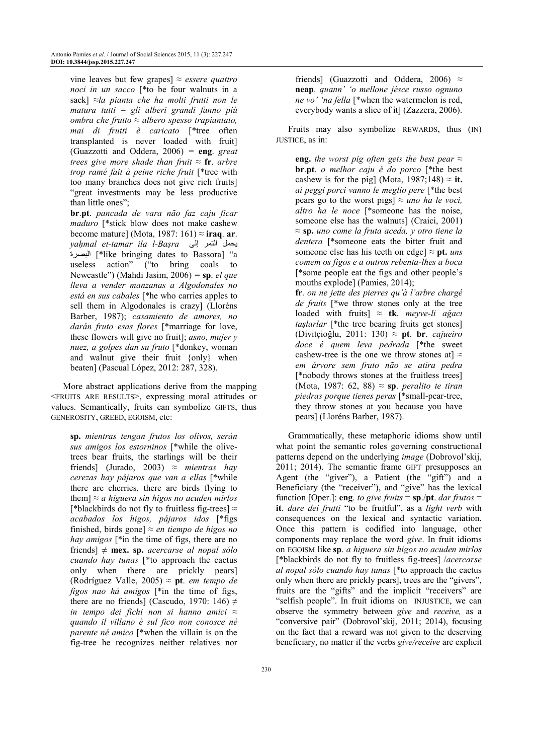vine leaves but few grapes] ≈ *essere quattro noci in un sacco* [*to be four walnuts in a sack] ≈*la pianta che ha molti frutti non le matura tutti = gli alberi grandi fanno più ombra che frutto ≈ albero spesso trapiantato, mai di frutti è caricato* [*tree often transplanted is never loaded with fruit] (Guazzotti and Oddera, 2006) = **eng**. *great trees give more shade than fruit* ≈ **fr**. *arbre trop ramé fait à peine riche fruit* [*tree with too many branches does not give rich fruits] "great investments may be less productive than little ones";

**br**.**pt**. *pancada de vara não faz caju ficar maduro* [*stick blow does not make cashew become mature] (Mota, 1987: 161) ≈ **iraq**. **ar**. *yaḥmal et-tamar ila l-Baṣra* يحمل التمر إلى البصرة [*like bringing dates to Bassora] "a useless action" ("to bring coals to Newcastle") (Mahdi Jasim, 2006) = **sp**. *el que lleva a vender manzanas a Algodonales no está en sus cabales* [*he who carries apples to sell them in Algodonales is crazy] (Lloréns Barber, 1987); *casamiento de amores, no darán fruto esas flores* [*marriage for love, these flowers will give no fruit]; *asno, mujer y nuez, a golpes dan su fruto* [*donkey, woman and walnut give their fruit {only} when beaten] (Pascual López, 2012: 287, 328).

More abstract applications derive from the mapping <FRUITS ARE RESULTS>, expressing moral attitudes or values. Semantically, fruits can symbolize GIFTS, thus GENEROSITY, GREED, EGOISM, etc:

**sp.** *mientras tengan frutos los olivos, serán sus amigos los estorninos* [*while the olive-trees bear fruits, the starlings will be their friends] (Jurado, 2003) ≈ *mientras hay cerezas hay pájaros que van a ellas* [*while there are cherries, there are birds flying to them] ≈ *a higuera sin higos no acuden mirlos* [*blackbirds do not fly to fruitless fig-trees] ≈ *acabados los higos, pájaros idos* [*figs finished, birds gone] ≈ *en tiempo de higos no hay amigos* [*in the time of figs, there are no friends] ≠ **mex. sp.** *acercarse al nopal sólo cuando hay tunas* [*to approach the cactus only when there are prickly pears] (Rodríguez Valle, 2005) ≈ **pt**. *em tempo de figos nao há amigos* [*in the time of figs, there are no friends] (Cascudo, 1970: 146) ≠ *in tempo dei fichi non si hanno amici ≈ quando il villano è sul fico non conosce né parente né amico* [*when the villain is on the fig-tree he recognizes neither relatives nor friends] (Guazzotti and Oddera, 2006) ≈ **neap**. *quann' 'o mellone jèsce russo ognuno ne vo' 'na fella* [*when the watermelon is red, everybody wants a slice of it] (Zazzera, 2006).

Fruits may also symbolize REWARDS, thus (IN) JUSTICE, as in:

**eng.** *the worst pig often gets the best pear* ≈ **br**.**pt**. *o melhor caju é do porco* [*the best cashew is for the pig] (Mota, 1987;148) ≈ **it.** *ai peggi porci vanno le meglio pere* [*the best pears go to the worst pigs] ≈ *uno ha le voci, altro ha le noce* [*someone has the noise, someone else has the walnuts] (Craici, 2001) ≈ **sp.** *uno come la fruta aceda, y otro tiene la dentera* [*someone eats the bitter fruit and someone else has his teeth on edge] ≈ **pt.** *uns comem os figos e a outros rebenta-lhes a boca* [*some people eat the figs and other people's mouths explode] (Pamies, 2014);

**fr**. *on ne jette des pierres qu'à l'arbre chargé de fruits* [*we throw stones only at the tree loaded with fruits] ≈ **tk**. *meyve-li ağacı taşlarlar* [*the tree bearing fruits get stones] (Divitçioğlu, 2011: 130) ≈ **pt**. **br**. *cajueiro doce é quem leva pedrada* [*the sweet cashew-tree is the one we throw stones at] ≈ *em árvore sem fruto não se atira pedra* [*nobody throws stones at the fruitless trees] (Mota, 1987: 62, 88) ≈ **sp**. *peralito te tiran piedras porque tienes peras* [*small-pear-tree, they throw stones at you because you have pears] (Lloréns Barber, 1987).

Grammatically, these metaphoric idioms show until what point the semantic roles governing constructional patterns depend on the underlying *image* (Dobrovol'skij, 2011; 2014). The semantic frame GIFT presupposes an Agent (the "giver"), a Patient (the "gift") and a Beneficiary (the "receiver"), and "give" has the lexical function [Oper.]: **eng**. *to give fruits* = **sp**./**pt**. *dar frutos* = **it**. *dare dei frutti* "to be fruitful", as a *light verb* with consequences on the lexical and syntactic variation. Once this pattern is codified into language, other components may replace the word *give*. In fruit idioms on EGOISM like **sp**. *a higuera sin higos no acuden mirlos* [*blackbirds do not fly to fruitless fig-trees] /*acercarse al nopal sólo cuando hay tunas* [*to approach the cactus only when there are prickly pears], trees are the "givers", fruits are the "gifts" and the implicit "receivers" are "selfish people". In fruit idioms on INJUSTICE, we can observe the symmetry between *give* and *receive,* as a "conversive pair" (Dobrovol'skij, 2011; 2014), focusing on the fact that a reward was not given to the deserving beneficiary, no matter if the verbs *give/receive* are explicit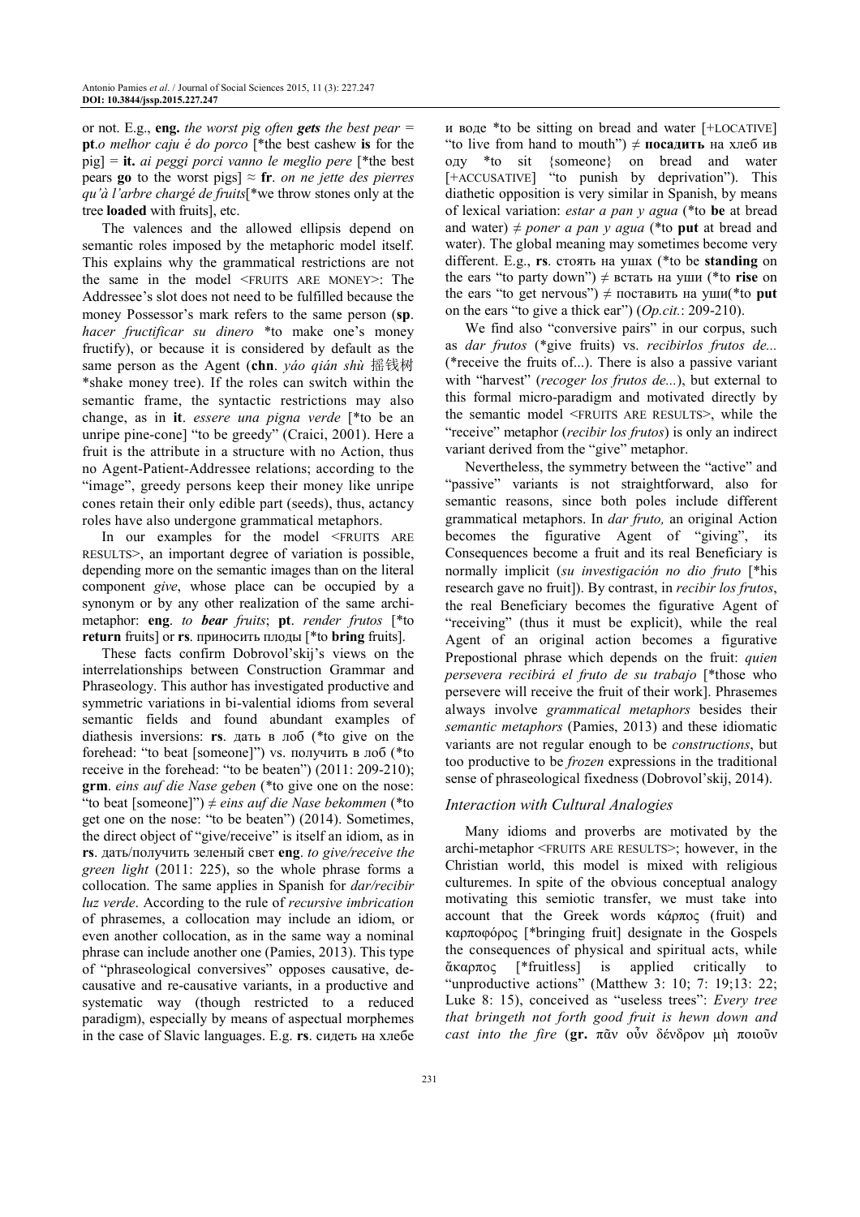or not. E.g., **eng.** *the worst pig often* ***gets*** *the best pear* = **pt**.*o melhor caju é do porco* [*the best cashew **is** for the pig] = **it.** *ai peggi porci vanno le meglio pere* [*the best pears **go** to the worst pigs] ≈ **fr**. *on ne jette des pierres qu'à l'arbre chargé de fruits*[*we throw stones only at the tree **loaded** with fruits], etc.

The valences and the allowed ellipsis depend on semantic roles imposed by the metaphoric model itself. This explains why the grammatical restrictions are not the same in the model <FRUITS ARE MONEY>: The Addressee's slot does not need to be fulfilled because the money Possessor's mark refers to the same person (**sp**. *hacer fructificar su dinero* *to make one's money fructify), or because it is considered by default as the same person as the Agent (**chn**. *yáo qián shù* 摇钱树 *shake money tree). If the roles can switch within the semantic frame, the syntactic restrictions may also change, as in **it**. *essere una pigna verde* [*to be an unripe pine-cone] "to be greedy" (Craici, 2001). Here a fruit is the attribute in a structure with no Action, thus no Agent-Patient-Addressee relations; according to the "image", greedy persons keep their money like unripe cones retain their only edible part (seeds), thus, actancy roles have also undergone grammatical metaphors.

In our examples for the model <FRUITS ARE RESULTS>, an important degree of variation is possible, depending more on the semantic images than on the literal component *give*, whose place can be occupied by a synonym or by any other realization of the same archi-metaphor: **eng**. *to* ***bear*** *fruits*; **pt**. *render frutos* [*to **return** fruits] or **rs**. приносить плоды [*to **bring** fruits].

These facts confirm Dobrovol'skij's views on the interrelationships between Construction Grammar and Phraseology. This author has investigated productive and symmetric variations in bi-valential idioms from several semantic fields and found abundant examples of diathesis inversions: **rs**. дать в лоб (*to give on the forehead: "to beat [someone]") vs. получить в лоб (*to receive in the forehead: "to be beaten") (2011: 209-210); **grm**. *eins auf die Nase geben* (*to give one on the nose: "to beat [someone]") ≠ *eins auf die Nase bekommen* (*to get one on the nose: "to be beaten") (2014). Sometimes, the direct object of "give/receive" is itself an idiom, as in **rs**. дать/получить зеленый свет **eng**. *to give/receive the green light* (2011: 225), so the whole phrase forms a collocation. The same applies in Spanish for *dar/recibir luz verde*. According to the rule of *recursive imbrication* of phrasemes, a collocation may include an idiom, or even another collocation, as in the same way a nominal phrase can include another one (Pamies, 2013). This type of "phraseological conversives" opposes causative, de-causative and re-causative variants, in a productive and systematic way (though restricted to a reduced paradigm), especially by means of aspectual morphemes in the case of Slavic languages. E.g. **rs**. сидеть на хлебе и воде *to be sitting on bread and water [+LOCATIVE] "to live from hand to mouth") ≠ **посадить** на хлеб ив оду *to sit {someone} on bread and water [+ACCUSATIVE] "to punish by deprivation"). This diathetic opposition is very similar in Spanish, by means of lexical variation: *estar a pan y agua* (*to **be** at bread and water) ≠ *poner a pan y agua* (*to **put** at bread and water). The global meaning may sometimes become very different. E.g., **rs**. стоять на ушах (*to be **standing** on the ears "to party down") ≠ встать на уши (*to **rise** on the ears "to get nervous") ≠ поставить на уши(*to **put** on the ears "to give a thick ear") (*Op.cit.*: 209-210).

We find also "conversive pairs" in our corpus, such as *dar frutos* (*give fruits) vs. *recibirlos frutos de...* (*receive the fruits of...). There is also a passive variant with "harvest" (*recoger los frutos de...*), but external to this formal micro-paradigm and motivated directly by the semantic model <FRUITS ARE RESULTS>, while the "receive" metaphor (*recibir los frutos*) is only an indirect variant derived from the "give" metaphor.

Nevertheless, the symmetry between the "active" and "passive" variants is not straightforward, also for semantic reasons, since both poles include different grammatical metaphors. In *dar fruto,* an original Action becomes the figurative Agent of "giving", its Consequences become a fruit and its real Beneficiary is normally implicit (*su investigación no dio fruto* [*his research gave no fruit]). By contrast, in *recibir los frutos*, the real Beneficiary becomes the figurative Agent of "receiving" (thus it must be explicit), while the real Agent of an original action becomes a figurative Prepostional phrase which depends on the fruit: *quien persevera recibirá el fruto de su trabajo* [*those who persevere will receive the fruit of their work]. Phrasemes always involve *grammatical metaphors* besides their *semantic metaphors* (Pamies, 2013) and these idiomatic variants are not regular enough to be *constructions*, but too productive to be *frozen* expressions in the traditional sense of phraseological fixedness (Dobrovol'skij, 2014).

### Interaction with Cultural Analogies

Many idioms and proverbs are motivated by the archi-metaphor <FRUITS ARE RESULTS>; however, in the Christian world, this model is mixed with religious culturemes. In spite of the obvious conceptual analogy motivating this semiotic transfer, we must take into account that the Greek words κάρπος (fruit) and καρποφόρος [*bringing fruit] designate in the Gospels the consequences of physical and spiritual acts, while ἄκαρπος [*fruitless] is applied critically to "unproductive actions" (Matthew 3: 10; 7: 19;13: 22; Luke 8: 15), conceived as "useless trees": *Every tree that bringeth not forth good fruit is hewn down and cast into the fire* (**gr.** πᾶν οὖν δένδρον μὴ ποιοῦν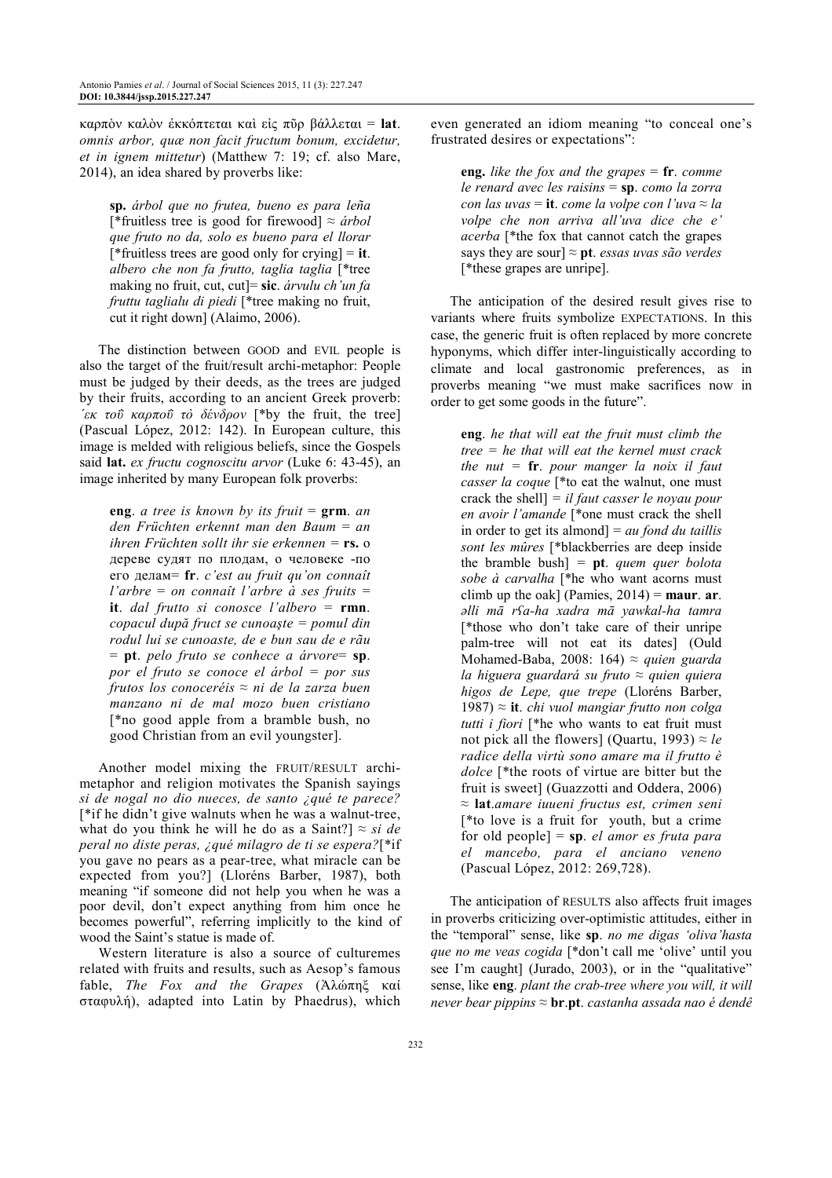καρπὸν καλὸν ἐκκόπτεται καὶ εἰς πῦρ βάλλεται = **lat**. *omnis arbor, quæ non facit fructum bonum, excidetur, et in ignem mittetur*) (Matthew 7: 19; cf. also Mare, 2014), an idea shared by proverbs like:

> **sp.** *árbol que no frutea, bueno es para leña* [*fruitless tree is good for firewood] ≈ *árbol que fruto no da, solo es bueno para el llorar* [*fruitless trees are good only for crying] = **it**. *albero che non fa frutto, taglia taglia* [*tree making no fruit, cut, cut]= **sic**. *árvulu ch'un fa fruttu taglialu di piedi* [*tree making no fruit, cut it right down] (Alaimo, 2006).

The distinction between GOOD and EVIL people is also the target of the fruit/result archi-metaphor: People must be judged by their deeds, as the trees are judged by their fruits, according to an ancient Greek proverb: *ʹεκ τοῦ καρποῦ τὸ δένδρον* [*by the fruit, the tree] (Pascual López, 2012: 142). In European culture, this image is melded with religious beliefs, since the Gospels said **lat.** *ex fructu cognoscitu arvor* (Luke 6: 43-45), an image inherited by many European folk proverbs:

> **eng**. *a tree is known by its fruit* = **grm**. *an den Früchten erkennt man den Baum = an ihren Früchten sollt ihr sie erkennen* = **rs.** о дереве судят по плодам, о человеке -по его делам= **fr**. *c'est au fruit qu'on connaît l'arbre = on connaît l'arbre à ses fruits* = **it**. *dal frutto si conosce l'albero* = **rmn**. *copacul după fruct se cunoaşte = pomul din rodul lui se cunoaste, de e bun sau de e rău* = **pt**. *pelo fruto se conhece a árvore*= **sp**. *por el fruto se conoce el árbol = por sus frutos los conoceréis ≈ ni de la zarza buen manzano ni de mal mozo buen cristiano* [*no good apple from a bramble bush, no good Christian from an evil youngster].

Another model mixing the FRUIT/RESULT archi-metaphor and religion motivates the Spanish sayings *si de nogal no dio nueces, de santo ¿qué te parece?* [*if he didn't give walnuts when he was a walnut-tree, what do you think he will he do as a Saint?] ≈ *si de peral no diste peras, ¿qué milagro de ti se espera?*[*if you gave no pears as a pear-tree, what miracle can be expected from you?] (Lloréns Barber, 1987), both meaning "if someone did not help you when he was a poor devil, don't expect anything from him once he becomes powerful", referring implicitly to the kind of wood the Saint's statue is made of.

Western literature is also a source of culturemes related with fruits and results, such as Aesop's famous fable, *The Fox and the Grapes* (Ἀλώπηξ καί σταφυλή), adapted into Latin by Phaedrus), which even generated an idiom meaning "to conceal one's frustrated desires or expectations":

> **eng.** *like the fox and the grapes* = **fr**. *comme le renard avec les raisins* = **sp**. *como la zorra con las uvas* = **it**. *come la volpe con l'uva ≈ la volpe che non arriva all'uva dice che e' acerba* [*the fox that cannot catch the grapes says they are sour] ≈ **pt**. *essas uvas são verdes* [*these grapes are unripe].

The anticipation of the desired result gives rise to variants where fruits symbolize EXPECTATIONS. In this case, the generic fruit is often replaced by more concrete hyponyms, which differ inter-linguistically according to climate and local gastronomic preferences, as in proverbs meaning "we must make sacrifices now in order to get some goods in the future".

> **eng**. *he that will eat the fruit must climb the tree = he that will eat the kernel must crack the nut* = **fr**. *pour manger la noix il faut casser la coque* [*to eat the walnut, one must crack the shell] = *il faut casser le noyau pour en avoir l'amande* [*one must crack the shell in order to get its almond] = *au fond du taillis sont les mûres* [*blackberries are deep inside the bramble bush] = **pt**. *quem quer bolota sobe à carvalha* [*he who want acorns must climb up the oak] (Pamies, 2014) = **maur**. **ar**. *əlli mā rʕa-ha xadra mā yawkal-ha tamra* [*those who don't take care of their unripe palm-tree will not eat its dates] (Ould Mohamed-Baba, 2008: 164) ≈ *quien guarda la higuera guardará su fruto ≈ quien quiera higos de Lepe, que trepe* (Lloréns Barber, 1987) ≈ **it**. *chi vuol mangiar frutto non colga tutti i fiori* [*he who wants to eat fruit must not pick all the flowers] (Quartu, 1993) ≈ *le radice della virtù sono amare ma il frutto è dolce* [*the roots of virtue are bitter but the fruit is sweet] (Guazzotti and Oddera, 2006) ≈ **lat**.*amare iuueni fructus est, crimen seni* [*to love is a fruit for youth, but a crime for old people] = **sp**. *el amor es fruta para el mancebo, para el anciano veneno* (Pascual López, 2012: 269,728).

The anticipation of RESULTS also affects fruit images in proverbs criticizing over-optimistic attitudes, either in the "temporal" sense, like **sp**. *no me digas 'oliva'hasta que no me veas cogida* [*don't call me 'olive' until you see I'm caught] (Jurado, 2003), or in the "qualitative" sense, like **eng**. *plant the crab-tree where you will, it will never bear pippins* ≈ **br**.**pt**. *castanha assada nao é dendê*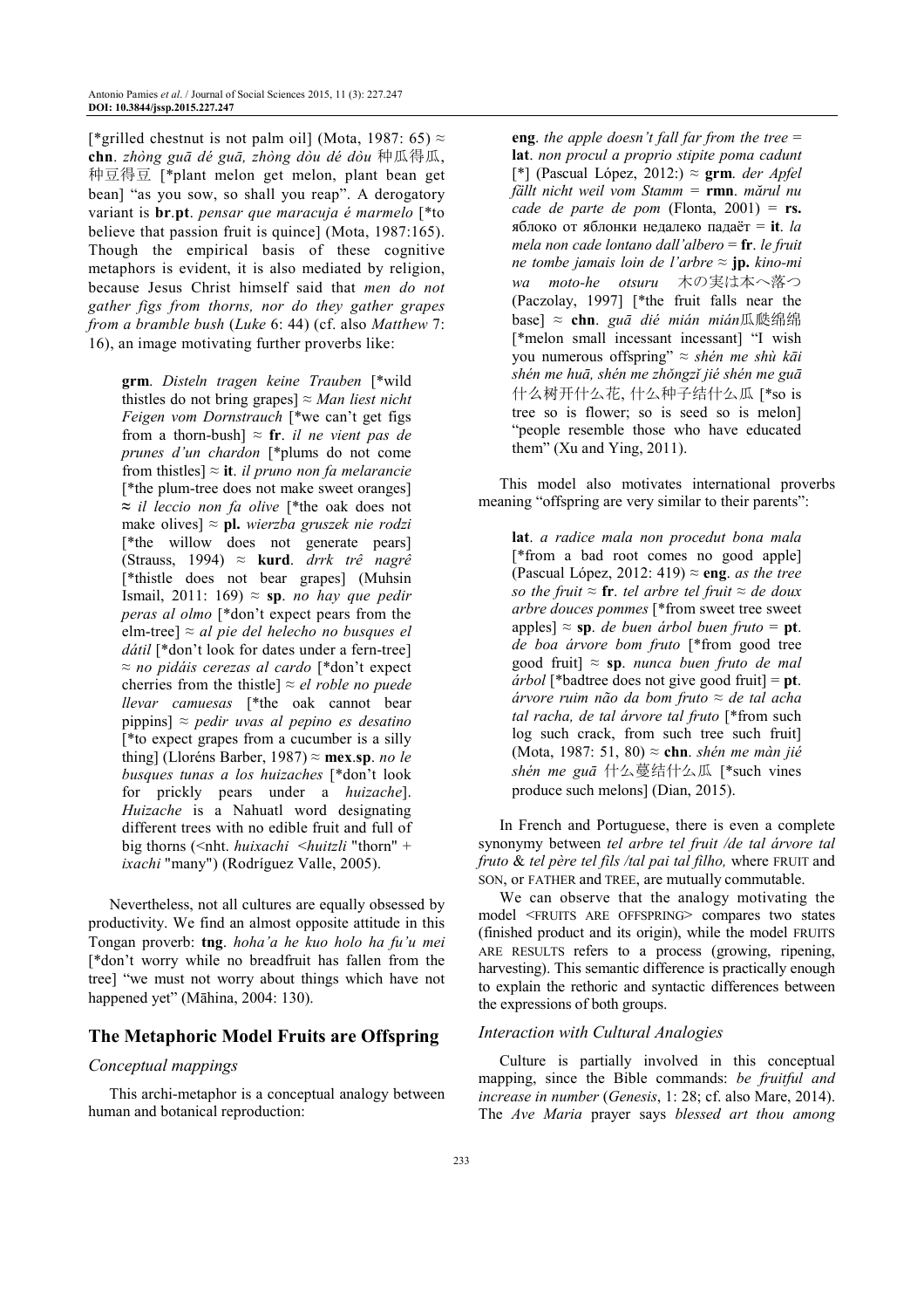[*grilled chestnut is not palm oil] (Mota, 1987: 65) ≈ **chn**. *zhòng guā dé guā, zhòng dòu dé dòu* 种瓜得瓜, 种豆得豆 [*plant melon get melon, plant bean get bean] "as you sow, so shall you reap". A derogatory variant is **br**.**pt**. *pensar que maracuja é marmelo* [*to believe that passion fruit is quince] (Mota, 1987:165). Though the empirical basis of these cognitive metaphors is evident, it is also mediated by religion, because Jesus Christ himself said that *men do not gather figs from thorns, nor do they gather grapes from a bramble bush* (*Luke* 6: 44) (cf. also *Matthew* 7: 16), an image motivating further proverbs like:

> **grm**. *Disteln tragen keine Trauben* [*wild thistles do not bring grapes] ≈ *Man liest nicht Feigen vom Dornstrauch* [*we can't get figs from a thorn-bush] ≈ **fr**. *il ne vient pas de prunes d'un chardon* [*plums do not come from thistles] ≈ **it**. *il pruno non fa melarancie* [*the plum-tree does not make sweet oranges] ≈ *il leccio non fa olive* [*the oak does not make olives] ≈ **pl.** *wierzba gruszek nie rodzi* [*the willow does not generate pears] (Strauss, 1994) ≈ **kurd**. *drrk trê nagrê* [*thistle does not bear grapes] (Muhsin Ismail, 2011: 169) ≈ **sp**. *no hay que pedir peras al olmo* [*don't expect pears from the elm-tree] ≈ *al pie del helecho no busques el dátil* [*don't look for dates under a fern-tree] ≈ *no pidáis cerezas al cardo* [*don't expect cherries from the thistle] ≈ *el roble no puede llevar camuesas* [*the oak cannot bear pippins] ≈ *pedir uvas al pepino es desatino* [*to expect grapes from a cucumber is a silly thing] (Lloréns Barber, 1987) ≈ **mex**.**sp**. *no le busques tunas a los huizaches* [*don't look for prickly pears under a *huizache*]. *Huizache* is a Nahuatl word designating different trees with no edible fruit and full of big thorns (<nht. *huixachi* <*huitzli* "thorn" + *ixachi* "many") (Rodríguez Valle, 2005).

Nevertheless, not all cultures are equally obsessed by productivity. We find an almost opposite attitude in this Tongan proverb: **tng**. *hoha'a he kuo holo ha fu'u mei* [*don't worry while no breadfruit has fallen from the tree] "we must not worry about things which have not happened yet" (Māhina, 2004: 130).

## The Metaphoric Model Fruits are Offspring

### *Conceptual mappings*

This archi-metaphor is a conceptual analogy between human and botanical reproduction:

> **eng**. *the apple doesn't fall far from the tree* = **lat**. *non procul a proprio stipite poma cadunt* [*] (Pascual López, 2012:) ≈ **grm**. *der Apfel fällt nicht weil vom Stamm* = **rmn**. *mărul nu cade de parte de pom* (Flonta, 2001) = **rs.** яблоко от яблонки недалеко падаёт = **it**. *la mela non cade lontano dall'albero* = **fr**. *le fruit ne tombe jamais loin de l'arbre* ≈ **jp.** *kino-mi wa moto-he otsuru* 木の実は本へ落つ (Paczolay, 1997] [*the fruit falls near the base] ≈ **chn**. *guā dié mián mián*瓜瓞绵绵 [*melon small incessant incessant] "I wish you numerous offspring" ≈ *shén me shù kāi shén me huā, shén me zhǒngzǐ jiē shén me guā* 什么树开什么花, 什么种子结什么瓜 [*so is tree so is flower; so is seed so is melon] "people resemble those who have educated them" (Xu and Ying, 2011).

This model also motivates international proverbs meaning "offspring are very similar to their parents":

> **lat**. *a radice mala non procedut bona mala* [*from a bad root comes no good apple] (Pascual López, 2012: 419) ≈ **eng**. *as the tree so the fruit* ≈ **fr**. *tel arbre tel fruit* ≈ *de doux arbre douces pommes* [*from sweet tree sweet apples] ≈ **sp**. *de buen árbol buen fruto* = **pt**. *de boa árvore bom fruto* [*from good tree good fruit] ≈ **sp**. *nunca buen fruto de mal árbol* [*badtree does not give good fruit] = **pt**. *árvore ruim não da bom fruto* ≈ *de tal acha tal racha, de tal árvore tal fruto* [*from such log such crack, from such tree such fruit] (Mota, 1987: 51, 80) ≈ **chn**. *shén me màn jié shén me guā* 什么蔓结什么瓜 [*such vines produce such melons] (Dian, 2015).

In French and Portuguese, there is even a complete synonymy between *tel arbre tel fruit /de tal árvore tal fruto* & *tel père tel fils /tal pai tal filho,* where FRUIT and SON, or FATHER and TREE, are mutually commutable.

We can observe that the analogy motivating the model <FRUITS ARE OFFSPRING> compares two states (finished product and its origin), while the model FRUITS ARE RESULTS refers to a process (growing, ripening, harvesting). This semantic difference is practically enough to explain the rethoric and syntactic differences between the expressions of both groups.

### *Interaction with Cultural Analogies*

Culture is partially involved in this conceptual mapping, since the Bible commands: *be fruitful and increase in number* (*Genesis*, 1: 28; cf. also Mare, 2014). The *Ave Maria* prayer says *blessed art thou among*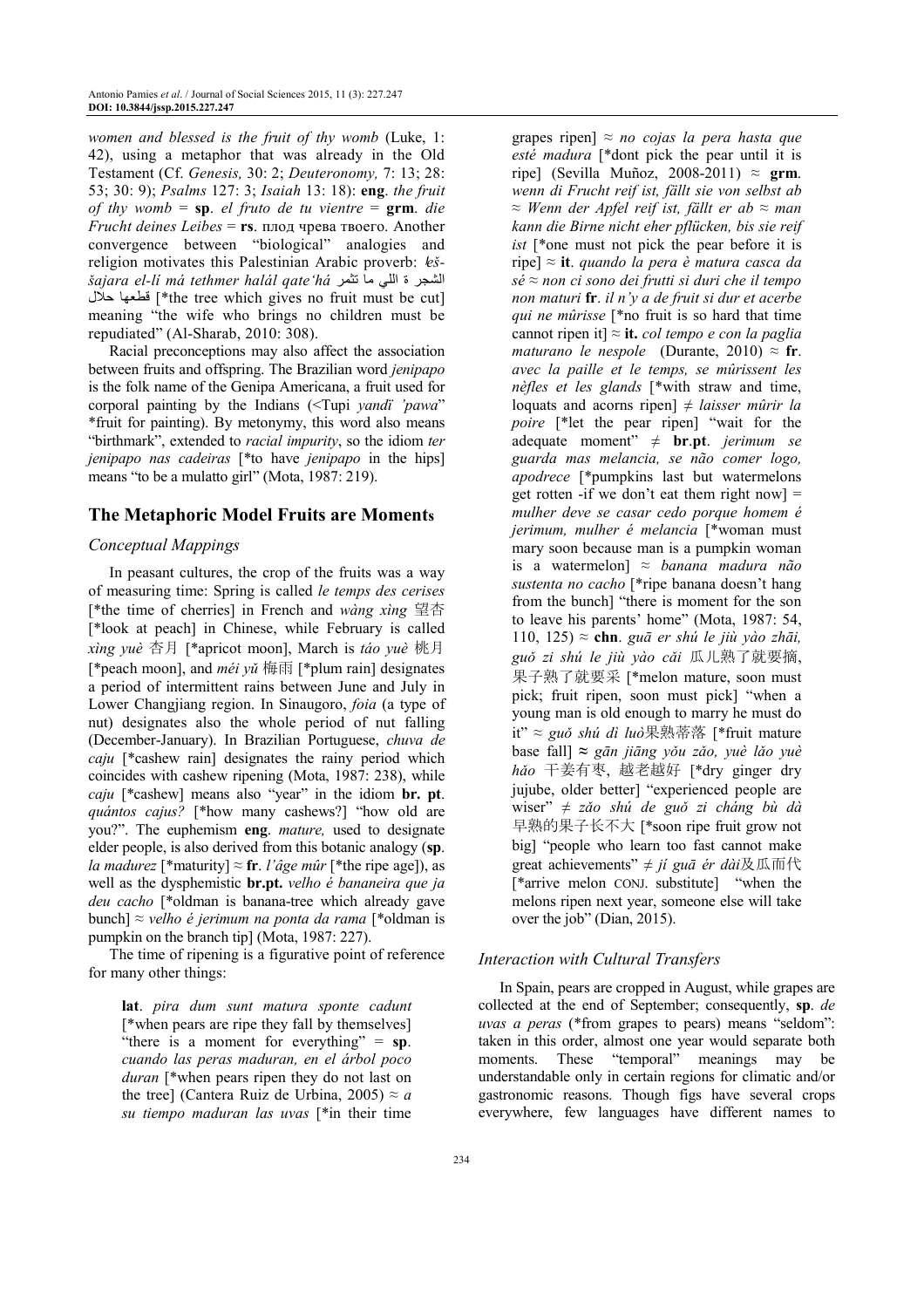*women and blessed is the fruit of thy womb* (Luke, 1: 42), using a metaphor that was already in the Old Testament (Cf. *Genesis,* 30: 2; *Deuteronomy,* 7: 13; 28: 53; 30: 9); *Psalms* 127: 3; *Isaiah* 13: 18): **eng**. *the fruit of thy womb* = **sp**. *el fruto de tu vientre* = **grm**. *die Frucht deines Leibes* = **rs**. плод чрева твоего. Another convergence between "biological" analogies and religion motivates this Palestinian Arabic proverb: *ʔeš-šajara el-lí má tethmer halál qateʻhá* الشجرة اللي ما تثمر قطعها حلال [*the tree which gives no fruit must be cut] meaning "the wife who brings no children must be repudiated" (Al-Sharab, 2010: 308).

Racial preconceptions may also affect the association between fruits and offspring. The Brazilian word *jenipapo* is the folk name of the Genipa Americana, a fruit used for corporal painting by the Indians (<Tupi *yandï 'pawa*" *fruit for painting). By metonymy, this word also means "birthmark", extended to *racial impurity*, so the idiom *ter jenipapo nas cadeiras* [*to have *jenipapo* in the hips] means "to be a mulatto girl" (Mota, 1987: 219).

## The Metaphoric Model Fruits are Moments

### Conceptual Mappings

In peasant cultures, the crop of the fruits was a way of measuring time: Spring is called *le temps des cerises* [*the time of cherries] in French and *wàng xìng* 望杏 [*look at peach] in Chinese, while February is called *xìng yuè* 杏月 [*apricot moon], March is *táo yuè* 桃月 [*peach moon], and *méi yǔ* 梅雨 [*plum rain] designates a period of intermittent rains between June and July in Lower Changjiang region. In Sinaugoro, *foia* (a type of nut) designates also the whole period of nut falling (December-January). In Brazilian Portuguese, *chuva de caju* [*cashew rain] designates the rainy period which coincides with cashew ripening (Mota, 1987: 238), while *caju* [*cashew] means also "year" in the idiom **br. pt**. *quántos cajus?* [*how many cashews?] "how old are you?". The euphemism **eng**. *mature,* used to designate elder people, is also derived from this botanic analogy (**sp**. *la madurez* [*maturity] ≈ **fr**. *l'âge mûr* [*the ripe age]), as well as the dysphemistic **br.pt.** *velho é bananeira que ja deu cacho* [*oldman is banana-tree which already gave bunch] ≈ *velho é jerimum na ponta da rama* [*oldman is pumpkin on the branch tip] (Mota, 1987: 227).

The time of ripening is a figurative point of reference for many other things:

> **lat**. *pira dum sunt matura sponte cadunt* [*when pears are ripe they fall by themselves] "there is a moment for everything" = **sp**. *cuando las peras maduran, en el árbol poco duran* [*when pears ripen they do not last on the tree] (Cantera Ruiz de Urbina, 2005) ≈ *a su tiempo maduran las uvas* [*in their time grapes ripen] ≈ *no cojas la pera hasta que esté madura* [*dont pick the pear until it is ripe] (Sevilla Muñoz, 2008-2011) ≈ **grm**. *wenn di Frucht reif ist, fällt sie von selbst ab* ≈ *Wenn der Apfel reif ist, fällt er ab* ≈ *man kann die Birne nicht eher pflücken, bis sie reif ist* [*one must not pick the pear before it is ripe] ≈ **it**. *quando la pera è matura casca da sé* ≈ *non ci sono dei frutti si duri che il tempo non maturi* **fr**. *il n'y a de fruit si dur et acerbe qui ne mûrisse* [*no fruit is so hard that time cannot ripen it] ≈ **it.** *col tempo e con la paglia maturano le nespole* (Durante, 2010) ≈ **fr**. *avec la paille et le temps, se mûrissent les nèfles et les glands* [*with straw and time, loquats and acorns ripen] ≠ *laisser mûrir la poire* [*let the pear ripen] "wait for the adequate moment" ≠ **br**.**pt**. *jerimum se guarda mas melancia, se não comer logo, apodrece* [*pumpkins last but watermelons get rotten -if we don't eat them right now] = *mulher deve se casar cedo porque homem é jerimum, mulher é melancia* [*woman must mary soon because man is a pumpkin woman is a watermelon] ≈ *banana madura não sustenta no cacho* [*ripe banana doesn't hang from the bunch] "there is moment for the son to leave his parents' home" (Mota, 1987: 54, 110, 125) ≈ **chn**. *guā er shú le jiù yào zhāi, guǒ zi shú le jiù yào cǎi* 瓜儿熟了就要摘, 果子熟了就要采 [*melon mature, soon must pick; fruit ripen, soon must pick] "when a young man is old enough to marry he must do it" ≈ *guǒ shú dì luò*果熟蒂落 [*fruit mature base fall] ≈ *gān jiāng yǒu zǎo, yuè lǎo yuè hǎo* 干姜有枣, 越老越好 [*dry ginger dry jujube, older better] "experienced people are wiser" ≠ *zǎo shú de guǒ zi cháng bù dà* 早熟的果子长不大 [*soon ripe fruit grow not big] "people who learn too fast cannot make great achievements" ≠ *jí guā ér dài*及瓜而代 [*arrive melon CONJ. substitute] "when the melons ripen next year, someone else will take over the job" (Dian, 2015).

### Interaction with Cultural Transfers

In Spain, pears are cropped in August, while grapes are collected at the end of September; consequently, **sp**. *de uvas a peras* (*from grapes to pears) means "seldom": taken in this order, almost one year would separate both moments. These "temporal" meanings may be understandable only in certain regions for climatic and/or gastronomic reasons. Though figs have several crops everywhere, few languages have different names to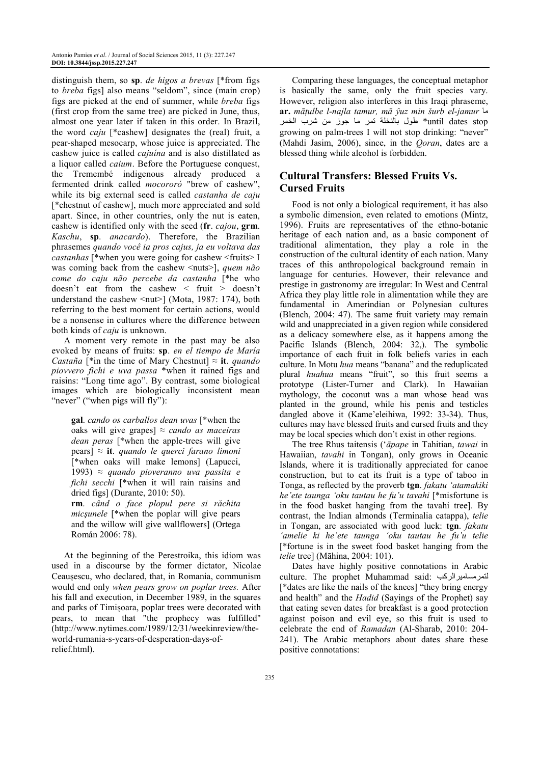distinguish them, so **sp**. *de higos a brevas* [*from figs to *breba* figs] also means "seldom", since (main crop) figs are picked at the end of summer, while *breba* figs (first crop from the same tree) are picked in June, thus, almost one year later if taken in this order. In Brazil, the word *caju* [*cashew] designates the (real) fruit, a pear-shaped mesocarp, whose juice is appreciated. The cashew juice is called *cajuína* and is also distilled as a liquor called *caium*. Before the Portuguese conquest, the Tremembé indigenous already produced a fermented drink called *mocororó* "brew of cashew", while its big external seed is called *castanha de caju* [*chestnut of cashew], much more appreciated and sold apart. Since, in other countries, only the nut is eaten, cashew is identified only with the seed (**fr**. *cajou*, **grm**. *Kaschu*, **sp**. *anacardo*). Therefore, the Brazilian phrasemes *quando você ia pros cajus, ja eu voltava das castanhas* [*when you were going for cashew <fruits> I was coming back from the cashew <nuts>], *quem não come do caju não percebe da castanha* [*he who doesn't eat from the cashew < fruit > doesn't understand the cashew <nut>] (Mota, 1987: 174), both referring to the best moment for certain actions, would be a nonsense in cultures where the difference between both kinds of *caju* is unknown.

A moment very remote in the past may be also evoked by means of fruits: **sp**. *en el tiempo de María Castaña* [*in the time of Mary Chestnut] ≈ **it**. *quando piovvero fichi e uva passa* *when it rained figs and raisins: "Long time ago". By contrast, some biological images which are biologically inconsistent mean "never" ("when pigs will fly"):

> **gal**. *cando os carballos dean uvas* [*when the oaks will give grapes] ≈ *cando as maceiras dean peras* [*when the apple-trees will give pears] ≈ **it**. *quando le querci farano limoni* [*when oaks will make lemons] (Lapucci, 1993) ≈ *quando pioveranno uva passita e fichi secchi* [*when it will rain raisins and dried figs] (Durante, 2010: 50).
>
> **rm**. *când o face plopul pere si răchita micşunele* [*when the poplar will give pears and the willow will give wallflowers] (Ortega Román 2006: 78).

At the beginning of the Perestroika, this idiom was used in a discourse by the former dictator, Nicolae Ceauşescu, who declared, that, in Romania, communism would end only *when pears grow on poplar trees.* After his fall and execution, in December 1989, in the squares and parks of Timișoara, poplar trees were decorated with pears, to mean that "the prophecy was fulfilled" (http://www.nytimes.com/1989/12/31/weekinreview/the-world-rumania-s-years-of-desperation-days-of-relief.html).

Comparing these languages, the conceptual metaphor is basically the same, only the fruit species vary. However, religion also interferes in this Iraqi phraseme, **ar.** *māṭulbe l-najla tamur, mā ŷuz min šurb el-jamur* ما طول بالنخلة تمر ما جوز من شرب الخمر *until dates stop growing on palm-trees I will not stop drinking: "never" (Mahdi Jasim, 2006), since, in the *Qoran*, dates are a blessed thing while alcohol is forbidden.

## Cultural Transfers: Blessed Fruits Vs. Cursed Fruits

Food is not only a biological requirement, it has also a symbolic dimension, even related to emotions (Mintz, 1996). Fruits are representatives of the ethno-botanic heritage of each nation and, as a basic component of traditional alimentation, they play a role in the construction of the cultural identity of each nation. Many traces of this anthropological background remain in language for centuries. However, their relevance and prestige in gastronomy are irregular: In West and Central Africa they play little role in alimentation while they are fundamental in Amerindian or Polynesian cultures (Blench, 2004: 47). The same fruit variety may remain wild and unappreciated in a given region while considered as a delicacy somewhere else, as it happens among the Pacific Islands (Blench, 2004: 32,). The symbolic importance of each fruit in folk beliefs varies in each culture. In Motu *hua* means "banana" and the reduplicated plural *huahua* means "fruit", so this fruit seems a prototype (Lister-Turner and Clark). In Hawaiian mythology, the coconut was a man whose head was planted in the ground, while his penis and testicles dangled above it (Kame'eleihiwa, 1992: 33-34). Thus, cultures may have blessed fruits and cursed fruits and they may be local species which don't exist in other regions.

The tree Rhus taitensis (*'āpape* in Tahitian, *tawai* in Hawaiian, *tavahi* in Tongan), only grows in Oceanic Islands, where it is traditionally appreciated for canoe construction, but to eat its fruit is a type of taboo in Tonga, as reflected by the proverb **tgn**. *fakatu 'atamakiki he'ete taunga 'oku tautau he fu'u tavahi* [*misfortune is in the food basket hanging from the tavahi tree]. By contrast, the Indian almonds (Terminalia catappa), *telie* in Tongan, are associated with good luck: **tgn**. *fakatu 'amelie ki he'ete taunga 'oku tautau he fu'u telie* [*fortune is in the sweet food basket hanging from the *telie* tree] (Māhina, 2004: 101).

Dates have highly positive connotations in Arabic culture. The prophet Muhammad said: لتمرمساميرالركب [*dates are like the nails of the knees] "they bring energy and health" and the *Hadid* (Sayings of the Prophet) say that eating seven dates for breakfast is a good protection against poison and evil eye, so this fruit is used to celebrate the end of *Ramadan* (Al-Sharab, 2010: 204-241). The Arabic metaphors about dates share these positive connotations: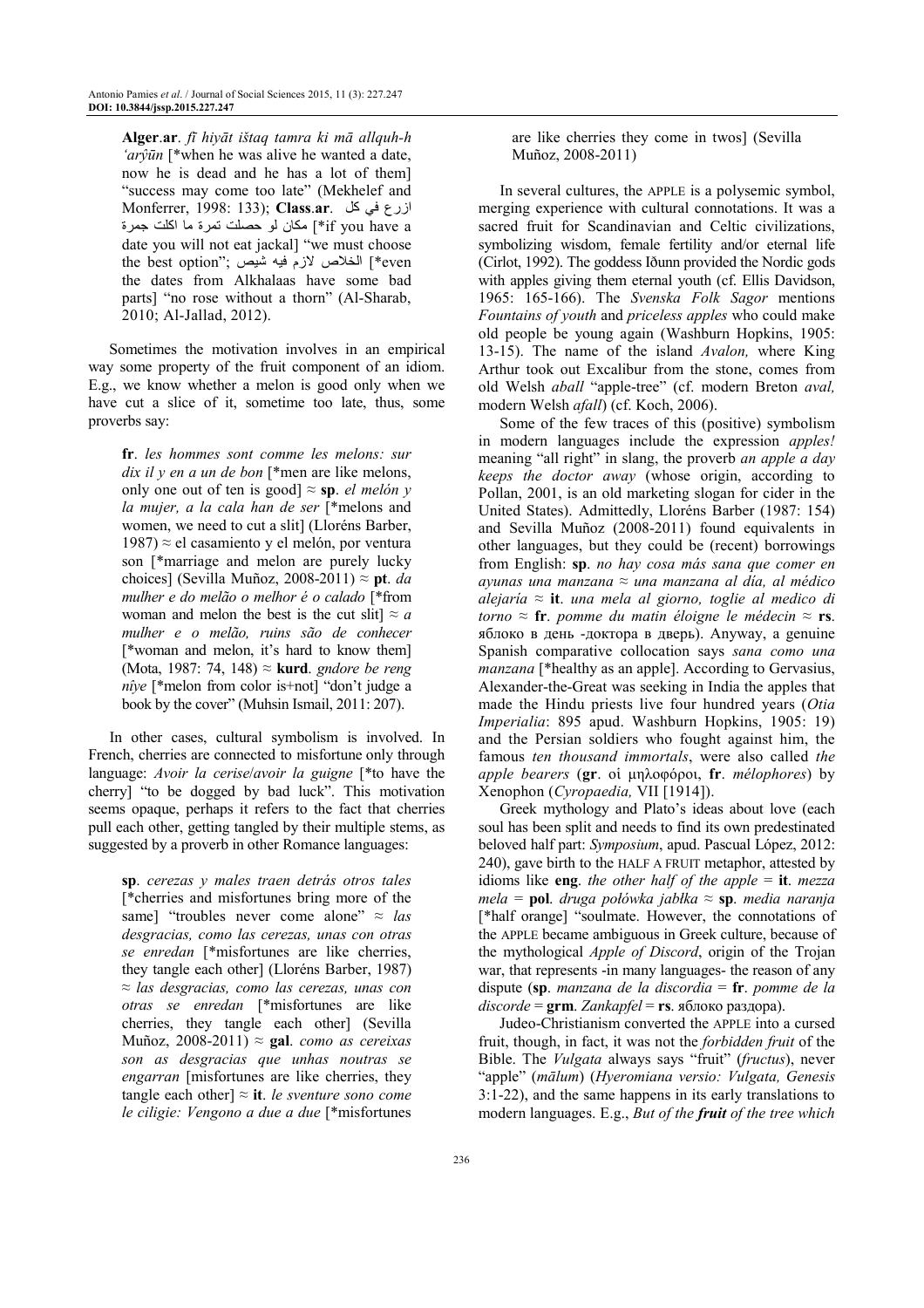**Alger**.**ar**. *fī hiyāt ištaq tamra ki mā allquh-h 'arŷūn* [*when he was alive he wanted a date, now he is dead and he has a lot of them] "success may come too late" (Mekhelef and Monferrer, 1998: 133); **Class**.**ar**. ازرع في كل مكان لو حصلت تمرة ما اكلت جمرة [*if you have a date you will not eat jackal] "we must choose the best option"; الخلاص لازم فيه شيص [*even the dates from Alkhalaas have some bad parts] "no rose without a thorn" (Al-Sharab, 2010; Al-Jallad, 2012).

Sometimes the motivation involves in an empirical way some property of the fruit component of an idiom. E.g., we know whether a melon is good only when we have cut a slice of it, sometime too late, thus, some proverbs say:

> **fr**. *les hommes sont comme les melons: sur dix il y en a un de bon* [*men are like melons, only one out of ten is good] ≈ **sp**. *el melón y la mujer, a la cala han de ser* [*melons and women, we need to cut a slit] (Lloréns Barber, 1987) ≈ el casamiento y el melón, por ventura son [*marriage and melon are purely lucky choices] (Sevilla Muñoz, 2008-2011) ≈ **pt**. *da mulher e do melão o melhor é o calado* [*from woman and melon the best is the cut slit] ≈ *a mulher e o melão, ruins são de conhecer* [*woman and melon, it's hard to know them] (Mota, 1987: 74, 148) ≈ **kurd**. *gndore be reng nîye* [*melon from color is+not] "don't judge a book by the cover" (Muhsin Ismail, 2011: 207).

In other cases, cultural symbolism is involved. In French, cherries are connected to misfortune only through language: *Avoir la cerise*/*avoir la guigne* [*to have the cherry] "to be dogged by bad luck". This motivation seems opaque, perhaps it refers to the fact that cherries pull each other, getting tangled by their multiple stems, as suggested by a proverb in other Romance languages:

> **sp**. *cerezas y males traen detrás otros tales* [*cherries and misfortunes bring more of the same] "troubles never come alone" ≈ *las desgracias, como las cerezas, unas con otras se enredan* [*misfortunes are like cherries, they tangle each other] (Lloréns Barber, 1987) ≈ *las desgracias, como las cerezas, unas con otras se enredan* [*misfortunes are like cherries, they tangle each other] (Sevilla Muñoz, 2008-2011) ≈ **gal**. *como as cereixas son as desgracias que unhas noutras se engarran* [misfortunes are like cherries, they tangle each other] ≈ **it**. *le sventure sono come le ciligie: Vengono a due a due* [*misfortunes are like cherries they come in twos] (Sevilla Muñoz, 2008-2011)

In several cultures, the APPLE is a polysemic symbol, merging experience with cultural connotations. It was a sacred fruit for Scandinavian and Celtic civilizations, symbolizing wisdom, female fertility and/or eternal life (Cirlot, 1992). The goddess Iðunn provided the Nordic gods with apples giving them eternal youth (cf. Ellis Davidson, 1965: 165-166). The *Svenska Folk Sagor* mentions *Fountains of youth* and *priceless apples* who could make old people be young again (Washburn Hopkins, 1905: 13-15). The name of the island *Avalon,* where King Arthur took out Excalibur from the stone, comes from old Welsh *aball* "apple-tree" (cf. modern Breton *aval,* modern Welsh *afall*) (cf. Koch, 2006).

Some of the few traces of this (positive) symbolism in modern languages include the expression *apples!* meaning "all right" in slang, the proverb *an apple a day keeps the doctor away* (whose origin, according to Pollan, 2001, is an old marketing slogan for cider in the United States). Admittedly, Lloréns Barber (1987: 154) and Sevilla Muñoz (2008-2011) found equivalents in other languages, but they could be (recent) borrowings from English: **sp**. *no hay cosa más sana que comer en ayunas una manzana* ≈ *una manzana al día, al médico alejaría* ≈ **it**. *una mela al giorno, toglie al medico di torno* ≈ **fr**. *pomme du matin éloigne le médecin* ≈ **rs**. яблоко в день -доктора в дверь). Anyway, a genuine Spanish comparative collocation says *sana como una manzana* [*healthy as an apple]. According to Gervasius, Alexander-the-Great was seeking in India the apples that made the Hindu priests live four hundred years (*Otia Imperialia*: 895 apud. Washburn Hopkins, 1905: 19) and the Persian soldiers who fought against him, the famous *ten thousand immortals*, were also called *the apple bearers* (**gr**. οἱ μηλοφόροι, **fr**. *mélophores*) by Xenophon (*Cyropaedia,* VII [1914]).

Greek mythology and Plato's ideas about love (each soul has been split and needs to find its own predestinated beloved half part: *Symposium*, apud. Pascual López, 2012: 240), gave birth to the HALF A FRUIT metaphor, attested by idioms like **eng**. *the other half of the apple* = **it**. *mezza mela* = **pol**. *druga połówka jabłka* ≈ **sp**. *media naranja* [*half orange] "soulmate. However, the connotations of the APPLE became ambiguous in Greek culture, because of the mythological *Apple of Discord*, origin of the Trojan war, that represents -in many languages- the reason of any dispute (**sp**. *manzana de la discordia* = **fr**. *pomme de la discorde* = **grm**. *Zankapfel* = **rs**. яблоко раздора).

Judeo-Christianism converted the APPLE into a cursed fruit, though, in fact, it was not the *forbidden fruit* of the Bible. The *Vulgata* always says "fruit" (*fructus*), never "apple" (*mālum*) (*Hyeromiana versio: Vulgata, Genesis* 3:1-22), and the same happens in its early translations to modern languages. E.g., *But of the* ***fruit*** *of the tree which*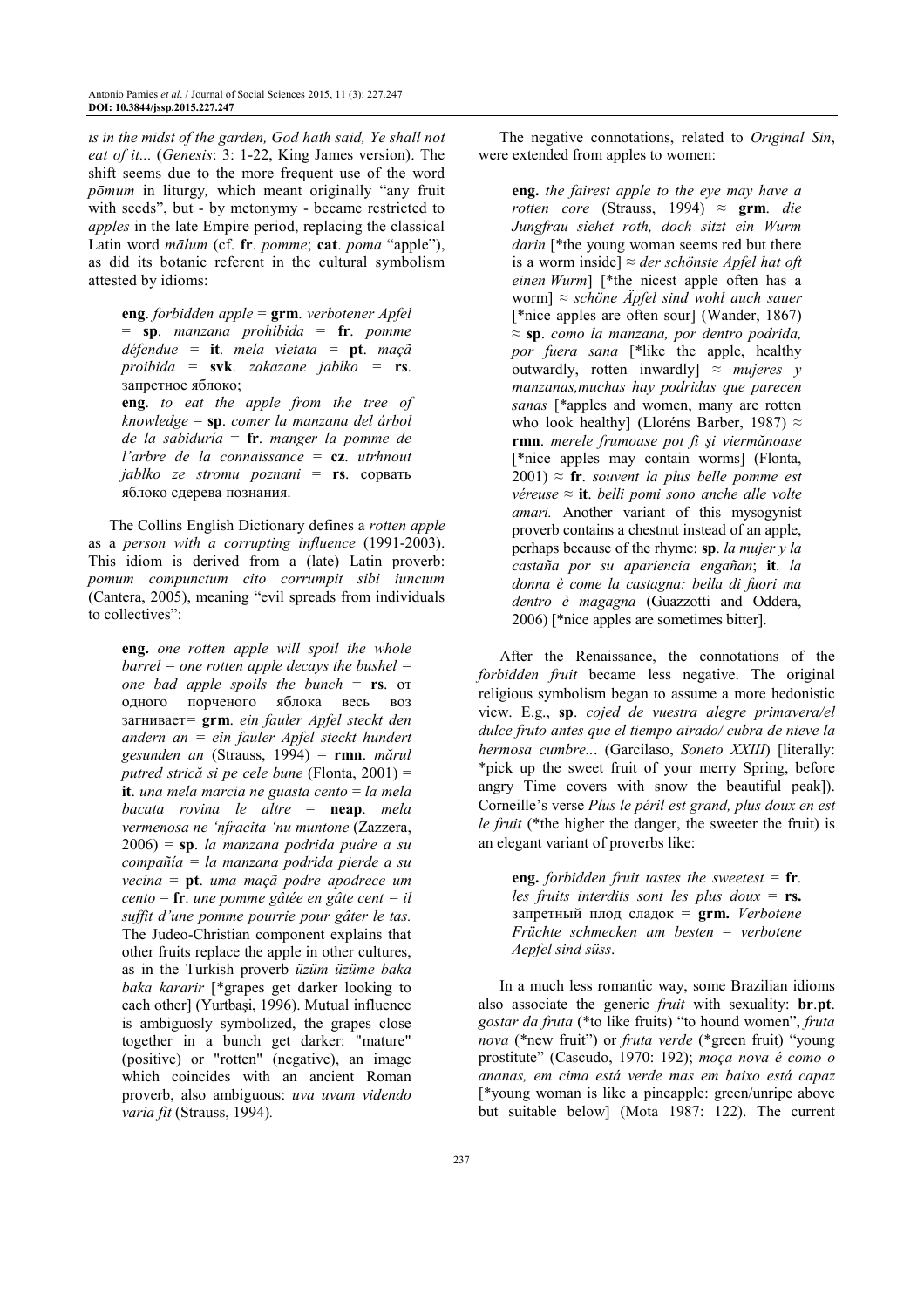*is in the midst of the garden, God hath said, Ye shall not eat of it...* (*Genesis*: 3: 1-22, King James version). The shift seems due to the more frequent use of the word *pōmum* in liturgy, which meant originally "any fruit with seeds", but - by metonymy - became restricted to *apples* in the late Empire period, replacing the classical Latin word *mālum* (cf. **fr**. *pomme*; **cat**. *poma* "apple"), as did its botanic referent in the cultural symbolism attested by idioms:

> **eng**. *forbidden apple* = **grm**. *verbotener Apfel* = **sp**. *manzana prohibida* = **fr**. *pomme défendue* = **it**. *mela vietata* = **pt**. *maçã proibida* = **svk**. *zakazane jablko* = **rs**. запретное яблоко;
> **eng**. *to eat the apple from the tree of knowledge* = **sp**. *comer la manzana del árbol de la sabiduría* = **fr**. *manger la pomme de l'arbre de la connaissance* = **cz**. *utrhnout jablko ze stromu poznani* = **rs**. сорвать яблоко сдерева познания.

The Collins English Dictionary defines a *rotten apple* as a *person with a corrupting influence* (1991-2003). This idiom is derived from a (late) Latin proverb: *pomum compunctum cito corrumpit sibi iunctum* (Cantera, 2005), meaning "evil spreads from individuals to collectives":

> **eng.** *one rotten apple will spoil the whole barrel = one rotten apple decays the bushel = one bad apple spoils the bunch* = **rs**. от одного порченого яблока весь воз загнивает= **grm**. *ein fauler Apfel steckt den andern an = ein fauler Apfel steckt hundert gesunden an* (Strauss, 1994) = **rmn**. *mărul putred strică si pe cele bune* (Flonta, 2001) = **it**. *una mela marcia ne guasta cento = la mela bacata rovina le altre* = **neap**. *mela vermenosa ne 'nfracita 'nu muntone* (Zazzera, 2006) = **sp**. *la manzana podrida pudre a su compañía = la manzana podrida pierde a su vecina* = **pt**. *uma maçã podre apodrece um cento* = **fr**. *une pomme gâtée en gâte cent = il suffit d'une pomme pourrie pour gâter le tas.* The Judeo-Christian component explains that other fruits replace the apple in other cultures, as in the Turkish proverb *üzüm üzüme baka baka kararir* [*grapes get darker looking to each other] (Yurtbaşi, 1996). Mutual influence is ambiguosly symbolized, the grapes close together in a bunch get darker: "mature" (positive) or "rotten" (negative), an image which coincides with an ancient Roman proverb, also ambiguous: *uva uvam videndo varia fit* (Strauss, 1994).

The negative connotations, related to *Original Sin*, were extended from apples to women:

> **eng.** *the fairest apple to the eye may have a rotten core* (Strauss, 1994) ≈ **grm**. *die Jungfrau siehet roth, doch sitzt ein Wurm darin* [*the young woman seems red but there is a worm inside] ≈ *der schönste Apfel hat oft einen Wurm*] [*the nicest apple often has a worm] ≈ *schöne Äpfel sind wohl auch sauer* [*nice apples are often sour] (Wander, 1867) ≈ **sp**. *como la manzana, por dentro podrida, por fuera sana* [*like the apple, healthy outwardly, rotten inwardly] ≈ *mujeres y manzanas,muchas hay podridas que parecen sanas* [*apples and women, many are rotten who look healthy] (Lloréns Barber, 1987) ≈ **rmn**. *merele frumoase pot fi şi viermănoase* [*nice apples may contain worms] (Flonta, 2001) ≈ **fr**. *souvent la plus belle pomme est véreuse* ≈ **it**. *belli pomi sono anche alle volte amari.* Another variant of this mysogynist proverb contains a chestnut instead of an apple, perhaps because of the rhyme: **sp**. *la mujer y la castaña por su apariencia engañan*; **it**. *la donna è come la castagna: bella di fuori ma dentro è magagna* (Guazzotti and Oddera, 2006) [*nice apples are sometimes bitter].

After the Renaissance, the connotations of the *forbidden fruit* became less negative. The original religious symbolism began to assume a more hedonistic view. E.g., **sp**. *cojed de vuestra alegre primavera/el dulce fruto antes que el tiempo airado/ cubra de nieve la hermosa cumbre...* (Garcilaso, *Soneto XXIII*) [literally: *pick up the sweet fruit of your merry Spring, before angry Time covers with snow the beautiful peak]). Corneille's verse *Plus le péril est grand, plus doux en est le fruit* (*the higher the danger, the sweeter the fruit) is an elegant variant of proverbs like:

> **eng.** *forbidden fruit tastes the sweetest* = **fr**. *les fruits interdits sont les plus doux* = **rs.** запретный плод сладок = **grm.** *Verbotene Früchte schmecken am besten = verbotene Aepfel sind süss*.

In a much less romantic way, some Brazilian idioms also associate the generic *fruit* with sexuality: **br**.**pt**. *gostar da fruta* (*to like fruits) "to hound women", *fruta nova* (*new fruit") or *fruta verde* (*green fruit) "young prostitute" (Cascudo, 1970: 192); *moça nova é como o ananas, em cima está verde mas em baixo está capaz* [*young woman is like a pineapple: green/unripe above but suitable below] (Mota 1987: 122). The current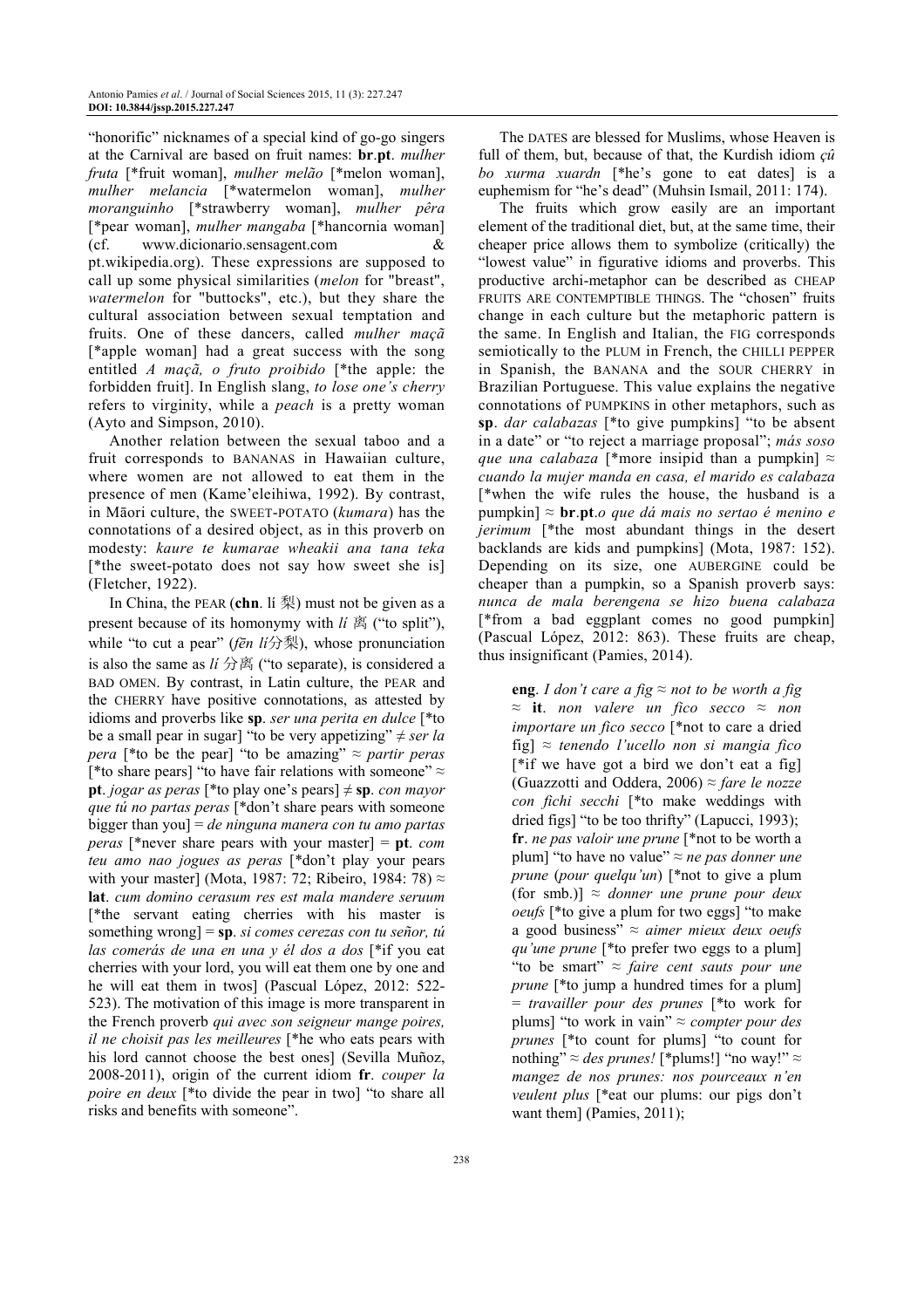"honorific" nicknames of a special kind of go-go singers at the Carnival are based on fruit names: **br**.**pt**. *mulher fruta* [*fruit woman], *mulher melão* [*melon woman], *mulher melancia* [*watermelon woman], *mulher moranguinho* [*strawberry woman], *mulher pêra* [*pear woman], *mulher mangaba* [*hancornia woman] (cf. www.dicionario.sensagent.com & pt.wikipedia.org). These expressions are supposed to call up some physical similarities (*melon* for "breast", *watermelon* for "buttocks", etc.), but they share the cultural association between sexual temptation and fruits. One of these dancers, called *mulher maçã* [*apple woman] had a great success with the song entitled *A maçã, o fruto proibido* [*the apple: the forbidden fruit]. In English slang, *to lose one's cherry* refers to virginity, while a *peach* is a pretty woman (Ayto and Simpson, 2010).

Another relation between the sexual taboo and a fruit corresponds to BANANAS in Hawaiian culture, where women are not allowed to eat them in the presence of men (Kame'eleihiwa, 1992). By contrast, in Māori culture, the SWEET-POTATO (*kumara*) has the connotations of a desired object, as in this proverb on modesty: *kaure te kumarae wheakii ana tana teka* [*the sweet-potato does not say how sweet she is] (Fletcher, 1922).

In China, the PEAR (**chn**. lí 梨) must not be given as a present because of its homonymy with *lí* 离 ("to split"), while "to cut a pear" (*fēn lí*分梨), whose pronunciation is also the same as *lí* 分离 ("to separate), is considered a BAD OMEN. By contrast, in Latin culture, the PEAR and the CHERRY have positive connotations, as attested by idioms and proverbs like **sp**. *ser una perita en dulce* [*to be a small pear in sugar] "to be very appetizing" ≠ *ser la pera* [*to be the pear] "to be amazing" ≈ *partir peras* [*to share pears] "to have fair relations with someone" ≈ **pt**. *jogar as peras* [*to play one's pears] ≠ **sp**. *con mayor que tú no partas peras* [*don't share pears with someone bigger than you] = *de ninguna manera con tu amo partas peras* [*never share pears with your master] = **pt**. *com teu amo nao jogues as peras* [*don't play your pears with your master] (Mota, 1987: 72; Ribeiro, 1984: 78) ≈ **lat**. *cum domino cerasum res est mala mandere seruum* [*the servant eating cherries with his master is something wrong] = **sp**. *si comes cerezas con tu señor, tú las comerás de una en una y él dos a dos* [*if you eat cherries with your lord, you will eat them one by one and he will eat them in twos] (Pascual López, 2012: 522-523). The motivation of this image is more transparent in the French proverb *qui avec son seigneur mange poires, il ne choisit pas les meilleures* [*he who eats pears with his lord cannot choose the best ones] (Sevilla Muñoz, 2008-2011), origin of the current idiom **fr**. *couper la poire en deux* [*to divide the pear in two] "to share all risks and benefits with someone".

The DATES are blessed for Muslims, whose Heaven is full of them, but, because of that, the Kurdish idiom *çû bo xurma xuardn* [*he's gone to eat dates] is a euphemism for "he's dead" (Muhsin Ismail, 2011: 174).

The fruits which grow easily are an important element of the traditional diet, but, at the same time, their cheaper price allows them to symbolize (critically) the "lowest value" in figurative idioms and proverbs. This productive archi-metaphor can be described as CHEAP FRUITS ARE CONTEMPTIBLE THINGS. The "chosen" fruits change in each culture but the metaphoric pattern is the same. In English and Italian, the FIG corresponds semiotically to the PLUM in French, the CHILLI PEPPER in Spanish, the BANANA and the SOUR CHERRY in Brazilian Portuguese. This value explains the negative connotations of PUMPKINS in other metaphors, such as **sp**. *dar calabazas* [*to give pumpkins] "to be absent in a date" or "to reject a marriage proposal"; *más soso que una calabaza* [*more insipid than a pumpkin] ≈ *cuando la mujer manda en casa, el marido es calabaza* [*when the wife rules the house, the husband is a pumpkin] ≈ **br**.**pt**.*o que dá mais no sertao é menino e jerimum* [*the most abundant things in the desert backlands are kids and pumpkins] (Mota, 1987: 152). Depending on its size, one AUBERGINE could be cheaper than a pumpkin, so a Spanish proverb says: *nunca de mala berengena se hizo buena calabaza* [*from a bad eggplant comes no good pumpkin] (Pascual López, 2012: 863). These fruits are cheap, thus insignificant (Pamies, 2014).

> **eng**. *I don't care a fig* ≈ *not to be worth a fig* ≈ **it**. *non valere un fico secco* ≈ *non importare un fico secco* [*not to care a dried fig] ≈ *tenendo l'ucello non si mangia fico* [*if we have got a bird we don't eat a fig] (Guazzotti and Oddera, 2006) ≈ *fare le nozze con fichi secchi* [*to make weddings with dried figs] "to be too thrifty" (Lapucci, 1993); **fr**. *ne pas valoir une prune* [*not to be worth a plum] "to have no value" ≈ *ne pas donner une prune* (*pour quelqu'un*) [*not to give a plum (for smb.)] ≈ *donner une prune pour deux oeufs* [*to give a plum for two eggs] "to make a good business" ≈ *aimer mieux deux oeufs qu'une prune* [*to prefer two eggs to a plum] "to be smart" ≈ *faire cent sauts pour une prune* [*to jump a hundred times for a plum] = *travailler pour des prunes* [*to work for plums] "to work in vain" ≈ *compter pour des prunes* [*to count for plums] "to count for nothing" ≈ *des prunes!* [*plums!] "no way!" ≈ *mangez de nos prunes: nos pourceaux n'en veulent plus* [*eat our plums: our pigs don't want them] (Pamies, 2011);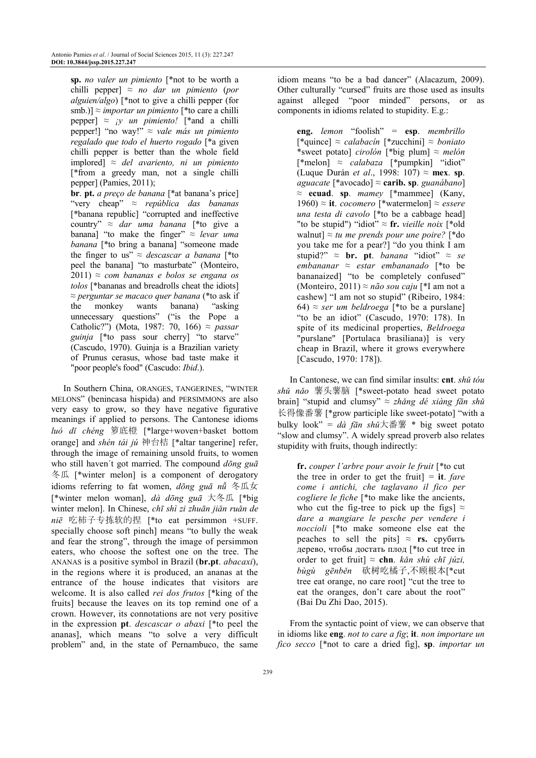**sp.** *no valer un pimiento* [*not to be worth a chilli pepper] ≈ *no dar un pimiento* (*por alguien/algo*) [*not to give a chilli pepper (for smb.)] ≈ *importar un pimiento* [*to care a chilli pepper] ≈ *¡y un pimiento!* [*and a chilli pepper!] "no way!" ≈ *vale más un pimiento regalado que todo el huerto rogado* [*a given chilli pepper is better than the whole field implored] ≈ *del avariento, ni un pimiento* [*from a greedy man, not a single chilli pepper] (Pamies, 2011);

**br**. **pt.** *a preço de banana* [*at banana's price] "very cheap" ≈ *república das bananas* [*banana republic] "corrupted and ineffective country" ≈ *dar uma banana* [*to give a banana] "to make the finger" ≈ *levar uma banana* [*to bring a banana] "someone made the finger to us" ≈ *descascar a banana* [*to peel the banana] "to masturbate" (Monteiro, 2011) ≈ *com bananas e bolos se engana os tolos* [*bananas and breadrolls cheat the idiots] ≈ *perguntar se macaco quer banana* (*to ask if the monkey wants banana) "asking unnecessary questions" ("is the Pope a Catholic?") (Mota, 1987: 70, 166) ≈ *passar guinja* [*to pass sour cherry] "to starve" (Cascudo, 1970). Guinja is a Brazilian variety of Prunus cerasus, whose bad taste make it "poor people's food" (Cascudo: *Ibid*.).

In Southern China, ORANGES, TANGERINES, "WINTER MELONS" (benincasa hispida) and PERSIMMONS are also very easy to grow, so they have negative figurative meanings if applied to persons. The Cantonese idioms *luó dǐ chéng* 箩底橙 [*large+woven+basket bottom orange] and *shén tái jú* 神台桔 [*altar tangerine] refer, through the image of remaining unsold fruits, to women who still haven´t got married. The compound *dōng guā* 冬瓜 [*winter melon] is a component of derogatory idioms referring to fat women, *dōng guā nǚ* 冬瓜女 [*winter melon woman], *dà dōng guā* 大冬瓜 [*big winter melon]. In Chinese, *chī shì zi zhuān jiǎn ruǎn de niē* 吃柿子专拣软的捏 [*to eat persimmon +SUFF. specially choose soft pinch] means "to bully the weak and fear the strong", through the image of persimmon eaters, who choose the softest one on the tree. The ANANAS is a positive symbol in Brazil (**br.pt**. *abacaxi*), in the regions where it is produced, an ananas at the entrance of the house indicates that visitors are welcome. It is also called *rei dos frutos* [*king of the fruits] because the leaves on its top remind one of a crown. However, its connotations are not very positive in the expression **pt**. *descascar o abaxi* [*to peel the ananas], which means "to solve a very difficult problem" and, in the state of Pernambuco, the same idiom means "to be a bad dancer" (Alacazum, 2009). Other culturally "cursed" fruits are those used as insults against alleged "poor minded" persons, or as components in idioms related to stupidity. E.g.:

**eng.** *lemon* "foolish" = **esp**. *membrillo* [*quince] ≈ *calabacín* [*zucchini] ≈ *boniato* *sweet potato] *cirolón* [*big plum] ≈ *melón* [*melon] ≈ *calabaza* [*pumpkin] "idiot" (Luque Durán *et al*., 1998: 107) ≈ **mex**. **sp**. *aguacate* [*avocado] ≈ **carib. sp**. *guanábano*] ≈ **ecuad**. **sp**. *mamey* [*mammee] (Kany, 1960) ≈ **it**. *cocomero* [*watermelon] ≈ *essere una testa di cavolo* [*to be a cabbage head] "to be stupid") "idiot" ≈ **fr.** *vieille noix* [*old walnut] ≈ *tu me prends pour une poire?* [*do you take me for a pear?] "do you think I am stupid?" ≈ **br. pt**. *banana* "idiot" ≈ *se embananar* ≈ *estar embananado* [*to be bananaized] "to be completely confused" (Monteiro, 2011) ≈ *não sou caju* [*I am not a cashew] "I am not so stupid" (Ribeiro, 1984: 64) ≈ *ser um beldroega* [*to be a purslane] "to be an idiot" (Cascudo, 1970: 178). In spite of its medicinal properties, *Beldroega* "purslane" [Portulaca brasiliana)] is very cheap in Brazil, where it grows everywhere [Cascudo, 1970: 178]).

In Cantonese, we can find similar insults: **cnt**. *shǔ tóu shǔ nǎo* 薯头薯脑 [*sweet-potato head sweet potato brain] "stupid and clumsy" ≈ *zhǎng dé xiàng fān shǔ* 长得像番薯 [*grow participle like sweet-potato] "with a bulky look" = *dà fān shǔ*大番薯 * big sweet potato "slow and clumsy". A widely spread proverb also relates stupidity with fruits, though indirectly:

**fr.** *couper l'arbre pour avoir le fruit* [*to cut the tree in order to get the fruit] = **it**. *fare come i antichi, che taglavano il fico per cogliere le fiche* [*to make like the ancients, who cut the fig-tree to pick up the figs] ≈ *dare a mangiare le pesche per vendere i noccioli* [*to make someone else eat the peaches to sell the pits] ≈ **rs.** срубить дерево, чтобы достать плод [*to cut tree in order to get fruit] ≈ **chn**. *kǎn shù chī júzi, bùgù gēnběn* 砍树吃橘子,不顾根本[*cut tree eat orange, no care root] "cut the tree to eat the oranges, don't care about the root" (Bai Du Zhi Dao, 2015).

From the syntactic point of view, we can observe that in idioms like **eng**. *not to care a fig*; **it**. *non importare un fico secco* [*not to care a dried fig], **sp**. *importar un*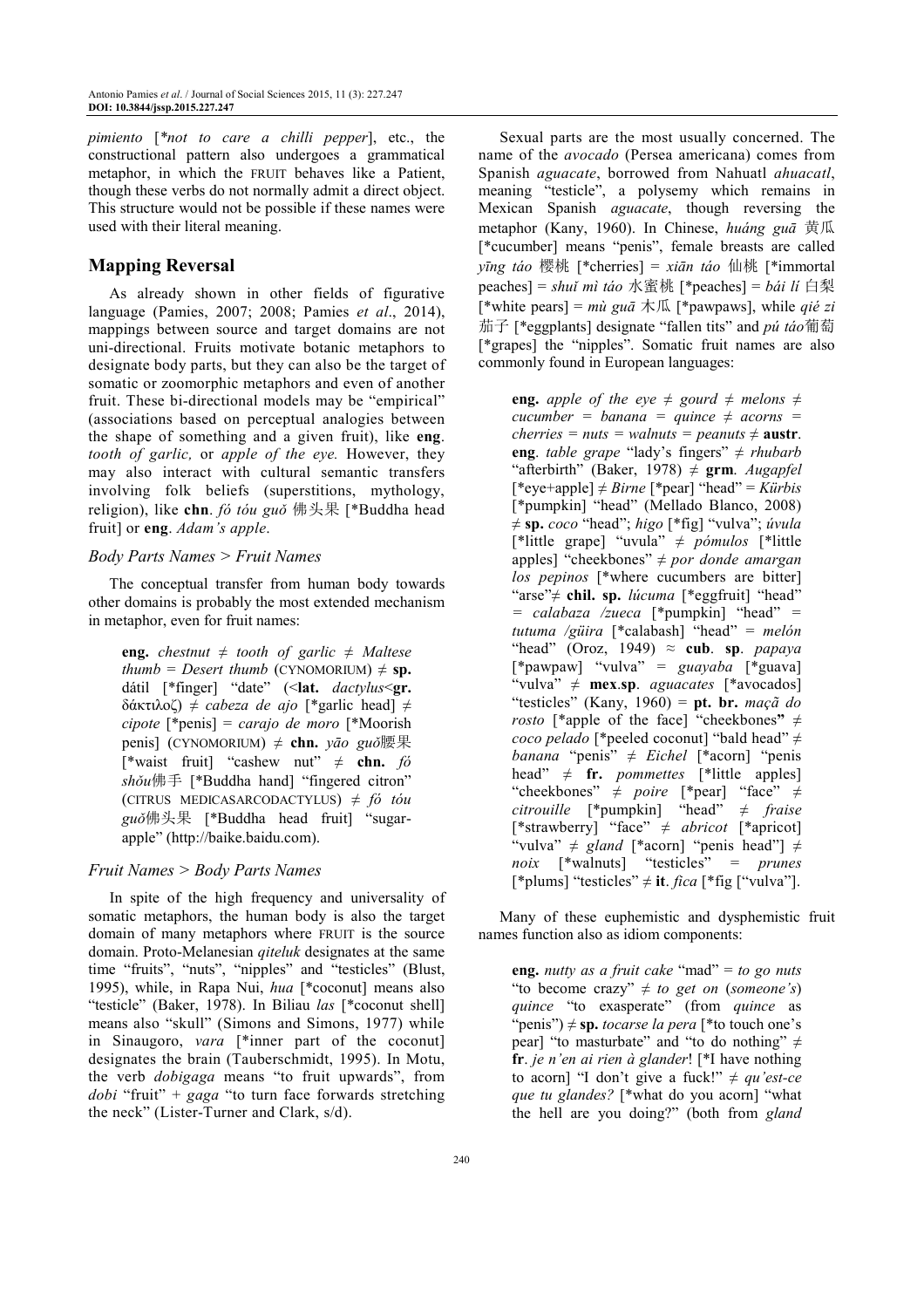*pimiento* [*\*not to care a chilli pepper*], etc., the constructional pattern also undergoes a grammatical metaphor, in which the FRUIT behaves like a Patient, though these verbs do not normally admit a direct object. This structure would not be possible if these names were used with their literal meaning.

## Mapping Reversal

As already shown in other fields of figurative language (Pamies, 2007; 2008; Pamies *et al*., 2014), mappings between source and target domains are not uni-directional. Fruits motivate botanic metaphors to designate body parts, but they can also be the target of somatic or zoomorphic metaphors and even of another fruit. These bi-directional models may be "empirical" (associations based on perceptual analogies between the shape of something and a given fruit), like **eng**. *tooth of garlic,* or *apple of the eye.* However, they may also interact with cultural semantic transfers involving folk beliefs (superstitions, mythology, religion), like **chn**. *fó tóu guǒ* 佛头果 [\*Buddha head fruit] or **eng**. *Adam's apple*.

### Body Parts Names > Fruit Names

The conceptual transfer from human body towards other domains is probably the most extended mechanism in metaphor, even for fruit names:

> **eng.** *chestnut* ≠ *tooth of garlic* ≠ *Maltese thumb* = *Desert thumb* (CYNOMORIUM) ≠ **sp.** dátil [\*finger] "date" (<**lat.** *dactylus*<**gr.** δάκτιλοζ) ≠ *cabeza de ajo* [\*garlic head] ≠ *cipote* [\*penis] = *carajo de moro* [\*Moorish penis] (CYNOMORIUM) ≠ **chn.** *yāo guǒ*腰果 [\*waist fruit] "cashew nut" ≠ **chn.** *fó shǒu*佛手 [\*Buddha hand] "fingered citron" (CITRUS MEDICASARCODACTYLUS) ≠ *fó tóu guǒ*佛头果 [\*Buddha head fruit] "sugar-apple" (http://baike.baidu.com).

### Fruit Names > Body Parts Names

In spite of the high frequency and universality of somatic metaphors, the human body is also the target domain of many metaphors where FRUIT is the source domain. Proto-Melanesian *qiteluk* designates at the same time "fruits", "nuts", "nipples" and "testicles" (Blust, 1995), while, in Rapa Nui, *hua* [\*coconut] means also "testicle" (Baker, 1978). In Biliau *las* [\*coconut shell] means also "skull" (Simons and Simons, 1977) while in Sinaugoro, *vara* [\*inner part of the coconut] designates the brain (Tauberschmidt, 1995). In Motu, the verb *dobigaga* means "to fruit upwards", from *dobi* "fruit" + *gaga* "to turn face forwards stretching the neck" (Lister-Turner and Clark, s/d).

Sexual parts are the most usually concerned. The name of the *avocado* (Persea americana) comes from Spanish *aguacate*, borrowed from Nahuatl *ahuacatl*, meaning "testicle", a polysemy which remains in Mexican Spanish *aguacate*, though reversing the metaphor (Kany, 1960). In Chinese, *huáng guā* 黄瓜 [\*cucumber] means "penis", female breasts are called *yīng táo* 樱桃 [\*cherries] = *xiān táo* 仙桃 [\*immortal peaches] = *shuǐ mì táo* 水蜜桃 [\*peaches] = *bái lí* 白梨 [\*white pears] = *mù guā* 木瓜 [\*pawpaws], while *qié zi* 茄子 [\*eggplants] designate "fallen tits" and *pú táo*葡萄 [\*grapes] the "nipples". Somatic fruit names are also commonly found in European languages:

> **eng.** *apple of the eye* ≠ *gourd* ≠ *melons* ≠ *cucumber* = *banana* = *quince* ≠ *acorns* = *cherries* = *nuts* = *walnuts* = *peanuts* ≠ **austr**. **eng**. *table grape* "lady's fingers" ≠ *rhubarb* "afterbirth" (Baker, 1978) ≠ **grm**. *Augapfel* [\*eye+apple] ≠ *Birne* [\*pear] "head" = *Kürbis* [\*pumpkin] "head" (Mellado Blanco, 2008) ≠ **sp.** *coco* "head"; *higo* [\*fig] "vulva"; *úvula* [\*little grape] "uvula" ≠ *pómulos* [\*little apples] "cheekbones" ≠ *por donde amargan los pepinos* [\*where cucumbers are bitter] "arse"≠ **chil. sp.** *lúcuma* [\*eggfruit] "head" = *calabaza /zueca* [\*pumpkin] "head" = *tutuma /güira* [\*calabash] "head" = *melón* "head" (Oroz, 1949) ≈ **cub**. **sp**. *papaya* [\*pawpaw] "vulva" = *guayaba* [\*guava] "vulva" ≠ **mex**.**sp**. *aguacates* [\*avocados] "testicles" (Kany, 1960) = **pt. br.** *maçã do rosto* [\*apple of the face] "cheekbones**"** ≠ *coco pelado* [\*peeled coconut] "bald head" ≠ *banana* "penis" ≠ *Eichel* [\*acorn] "penis head" ≠ **fr.** *pommettes* [\*little apples] "cheekbones" ≠ *poire* [\*pear] "face" ≠ *citrouille* [\*pumpkin] "head" ≠ *fraise* [\*strawberry] "face" ≠ *abricot* [\*apricot] "vulva" ≠ *gland* [\*acorn] "penis head"] ≠ *noix* [\*walnuts] "testicles" = *prunes* [\*plums] "testicles" ≠ **it**. *fica* [\*fig ["vulva"].

Many of these euphemistic and dysphemistic fruit names function also as idiom components:

> **eng.** *nutty as a fruit cake* "mad" = *to go nuts* "to become crazy" ≠ *to get on* (*someone's*) *quince* "to exasperate" (from *quince* as "penis") ≠ **sp.** *tocarse la pera* [\*to touch one's pear] "to masturbate" and "to do nothing" ≠ **fr**. *je n'en ai rien à glander*! [\*I have nothing to acorn] "I don't give a fuck!" ≠ *qu'est-ce que tu glandes?* [\*what do you acorn] "what the hell are you doing?" (both from *gland*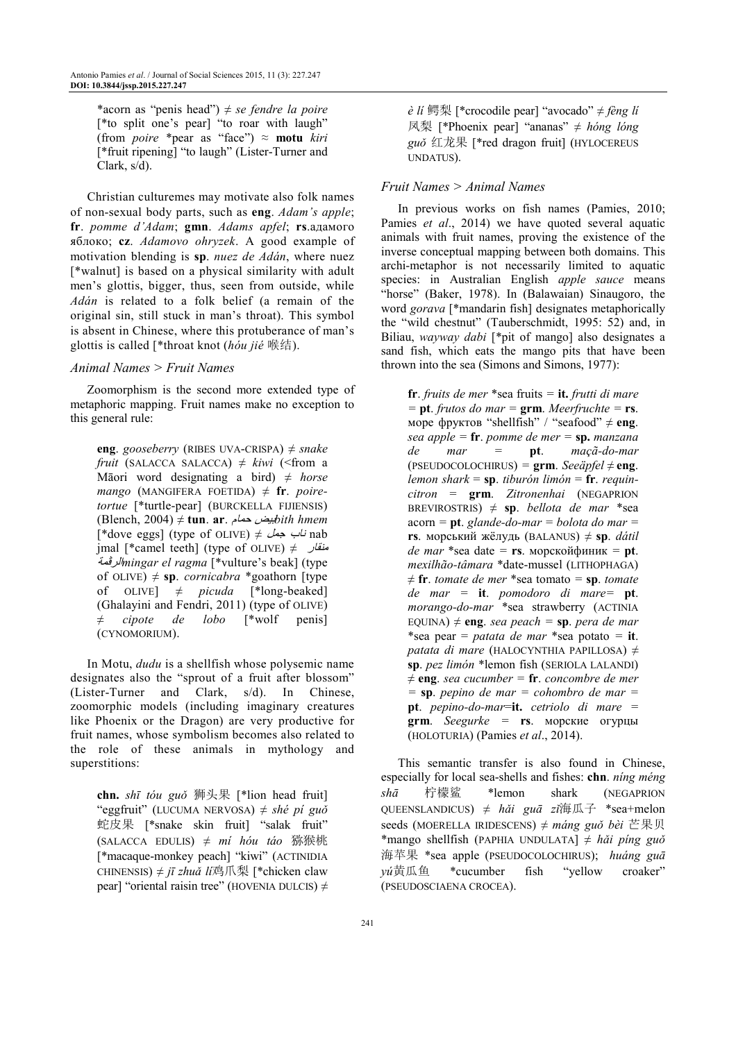*acorn as "penis head") ≠ *se fendre la poire* [*to split one's pear] "to roar with laugh" (from *poire* *pear as "face") ≈ **motu** *kiri* [*fruit ripening] "to laugh" (Lister-Turner and Clark, s/d).

Christian culturemes may motivate also folk names of non-sexual body parts, such as **eng**. *Adam's apple*; **fr**. *pomme d'Adam*; **gmn**. *Adams apfel*; **rs**.адамого яблоко; **cz**. *Adamovo ohryzek*. A good example of motivation blending is **sp**. *nuez de Adán*, where nuez [*walnut] is based on a physical similarity with adult men's glottis, bigger, thus, seen from outside, while *Adán* is related to a folk belief (a remain of the original sin, still stuck in man's throat). This symbol is absent in Chinese, where this protuberance of man's glottis is called [*throat knot (*hóu jié* 喉结).

### *Animal Names > Fruit Names*

Zoomorphism is the second more extended type of metaphoric mapping. Fruit names make no exception to this general rule:

> **eng**. *gooseberry* (RIBES UVA-CRISPA) ≠ *snake fruit* (SALACCA SALACCA) ≠ *kiwi* (<from a Māori word designating a bird) ≠ *horse mango* (MANGIFERA FOETIDA) ≠ **fr**. *poire-tortue* [*turtle-pear] (BURCKELLA FIJIENSIS) (Blench, 2004) ≠ **tun**. **ar**. بيض حمام *bith hmem* [*dove eggs] (type of OLIVE) ≠ ناب جمل nab jmal [*camel teeth] (type of OLIVE) ≠ منقار الرقمة *mingar el ragma* [*vulture's beak] (type of OLIVE) ≠ **sp**. *cornicabra* *goathorn [type of OLIVE] ≠ *picuda* [*long-beaked] (Ghalayini and Fendri, 2011) (type of OLIVE) ≠ *cipote de lobo* [*wolf penis] (CYNOMORIUM).

In Motu, *dudu* is a shellfish whose polysemic name designates also the "sprout of a fruit after blossom" (Lister-Turner and Clark, s/d). In Chinese, zoomorphic models (including imaginary creatures like Phoenix or the Dragon) are very productive for fruit names, whose symbolism becomes also related to the role of these animals in mythology and superstitions:

> **chn.** *shī tóu guǒ* 狮头果 [*lion head fruit] "eggfruit" (LUCUMA NERVOSA) ≠ *shé pí guǒ* 蛇皮果 [*snake skin fruit] "salak fruit" (SALACCA EDULIS) ≠ *mí hóu táo* 猕猴桃 [*macaque-monkey peach] "kiwi" (ACTINIDIA CHINENSIS) ≠ *jī zhuǎ lí*鸡爪梨 [*chicken claw pear] "oriental raisin tree" (HOVENIA DULCIS) ≠ *è lí* 鳄梨 [*crocodile pear] "avocado" ≠ *fèng lí* 凤梨 [*Phoenix pear] "ananas" ≠ *hóng lóng guǒ* 红龙果 [*red dragon fruit] (HYLOCEREUS UNDATUS).

### *Fruit Names > Animal Names*

In previous works on fish names (Pamies, 2010; Pamies *et al*., 2014) we have quoted several aquatic animals with fruit names, proving the existence of the inverse conceptual mapping between both domains. This archi-metaphor is not necessarily limited to aquatic species: in Australian English *apple sauce* means "horse" (Baker, 1978). In (Balawaian) Sinaugoro, the word *gorava* [*mandarin fish] designates metaphorically the "wild chestnut" (Tauberschmidt, 1995: 52) and, in Biliau, *wayway dabi* [*pit of mango] also designates a sand fish, which eats the mango pits that have been thrown into the sea (Simons and Simons, 1977):

> **fr**. *fruits de mer* *sea fruits = **it.** *frutti di mare* = **pt**. *frutos do mar* = **grm**. *Meerfruchte* = **rs**. море фруктов "shellfish" / "seafood" ≠ **eng**. *sea apple* = **fr**. *pomme de mer* = **sp.** *manzana de mar* = **pt**. *maçã-do-mar* (PSEUDOCOLOCHIRUS) = **grm**. *Seeäpfel* ≠ **eng**. *lemon shark* = **sp**. *tiburón limón* = **fr**. *requin-citron* = **grm**. *Zitronenhai* (NEGAPRION BREVIROSTRIS) ≠ **sp**. *bellota de mar* *sea acorn = **pt**. *glande-do-mar* = *bolota do mar* = **rs**. морський жёлудь (BALANUS) ≠ **sp**. *dátil de mar* *sea date = **rs**. морскойфиник = **pt**. *mexilhão-tâmara* *date-mussel (LITHOPHAGA) ≠ **fr**. *tomate de mer* *sea tomato = **sp**. *tomate de mar* = **it**. *pomodoro di mare*= **pt**. *morango-do-mar* *sea strawberry (ACTINIA EQUINA) ≠ **eng**. *sea peach* = **sp**. *pera de mar* *sea pear = *patata de mar* *sea potato = **it**. *patata di mare* (HALOCYNTHIA PAPILLOSA) ≠ **sp**. *pez limón* *lemon fish (SERIOLA LALANDI) ≠ **eng**. *sea cucumber* = **fr**. *concombre de mer* = **sp**. *pepino de mar* = *cohombro de mar* = **pt**. *pepino-do-mar*=**it.** *cetriolo di mare* = **grm**. *Seegurke* = **rs**. морские огурцы (HOLOTURIA) (Pamies *et al*., 2014).

This semantic transfer is also found in Chinese, especially for local sea-shells and fishes: **chn**. *níng méng shā* 柠檬鲨 *lemon shark (NEGAPRION QUEENSLANDICUS) ≠ *hǎi guā zǐ*海瓜子 *sea+melon seeds (MOERELLA IRIDESCENS) ≠ *máng guǒ bèi* 芒果贝 *mango shellfish (PAPHIA UNDULATA] ≠ *hǎi píng guǒ* 海苹果 *sea apple (PSEUDOCOLOCHIRUS); *huáng guā yú*黄瓜鱼 *cucumber fish "yellow croaker" (PSEUDOSCIAENA CROCEA).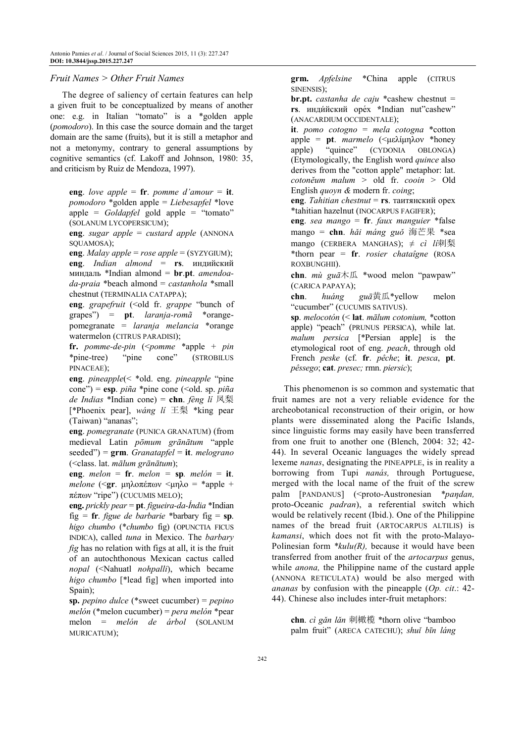### *Fruit Names > Other Fruit Names*

The degree of saliency of certain features can help a given fruit to be conceptualized by means of another one: e.g. in Italian "tomato" is a *golden apple (*pomodoro*). In this case the source domain and the target domain are the same (fruits), but it is still a metaphor and not a metonymy, contrary to general assumptions by cognitive semantics (cf. Lakoff and Johnson, 1980: 35, and criticism by Ruiz de Mendoza, 1997).

> **eng**. *love apple* = **fr**. *pomme d'amour* = **it**. *pomodoro* *golden apple = *Liebesapfel* *love apple = *Goldapfel* gold apple = "tomato" (SOLANUM LYCOPERSICUM);
>
> **eng**. *sugar apple* = *custard apple* (ANNONA SQUAMOSA);
>
> **eng**. *Malay apple* = *rose apple* = (SYZYGIUM);
>
> **eng**. *Indian almond* = **rs**. индийский миндаль *Indian almond = **br**.**pt**. *amendoa-da-praia* *beach almond = *castanhola* *small chestnut (TERMINALIA CATAPPA);
>
> **eng**. *grapefruit* (<old fr. *grappe* "bunch of grapes") = **pt**. *laranja-romã* *orange-pomegranate = *laranja melancia* *orange watermelon (CITRUS PARADISI);
>
> **fr.** *pomme-de-pin* (<*pomme* *apple + *pin* *pine-tree) "pine cone" (STROBILUS PINACEAE);
>
> **eng**. *pineapple*(< *old. eng. *pineapple* "pine cone") = **esp**. *piña* *pine cone (<old. sp. *piña de Indias* *Indian cone) = **chn**. *fèng lí* 凤梨 [*Phoenix pear], *wáng lí* 王梨 *king pear (Taiwan) "ananas";
>
> **eng**. *pomegranate* (PUNICA GRANATUM) (from medieval Latin *pōmum grānātum* "apple seeded") = **grm**. *Granatapfel* = **it**. *melograno* (<class. lat. *mālum grānātum*);
>
> **eng**. *melon* = **fr**. *melon* = **sp**. *melón* = **it**. *melone* (<**gr**. μηλοπέπων <μηλο = *apple + πέπων "ripe") (CUCUMIS MELO);
>
> **eng.** *prickly pear* = **pt**. *figueira-da-Índia* *Indian fig = **fr**. *figue de barbarie* *barbary fig = **sp**. *higo chumbo* (*chumbo fig) (OPUNCTIA FICUS INDICA), called *tuna* in Mexico. The *barbary fig* has no relation with figs at all, it is the fruit of an autochthonous Mexican cactus called *nopal* (<Nahuatl *nohpalli*), which became *higo chumbo* [*lead fig] when imported into Spain);
>
> **sp.** *pepino dulce* (*sweet cucumber) = *pepino melón* (*melon cucumber) = *pera melón* *pear melon = *melón de árbol* (SOLANUM MURICATUM);
>
> **grm.** *Apfelsine* *China apple (CITRUS SINENSIS);
>
> **br.pt.** *castanha de caju* *cashew chestnut = **rs**. инди́йский оре́х *Indian nut"cashew" (ANACARDIUM OCCIDENTALE);
>
> **it**. *pomo cotogno* = *mela cotogna* *cotton apple = **pt**. *marmelo* (<μελίμηλον *honey apple) "quince" (CYDONIA OBLONGA) (Etymologically, the English word *quince* also derives from the "cotton apple" metaphor: lat. *cotonĕum malum* > old fr. *cooin* > Old English *quoyn &* modern fr. *coing*;
>
> **eng**. *Tahitian chestnut* = **rs**. таитянский орех *tahitian hazelnut (INOCARPUS FAGIFER);
>
> **eng**. *sea mango* = **fr**. *faux manguier* *false mango = **chn**. *hǎi máng guǒ* 海芒果 *sea mango (CERBERA MANGHAS); ≠ *cì lí*刺梨 *thorn pear = **fr**. *rosier chataîgne* (ROSA ROXBUNGHII).
>
> **chn**. *mù guā*木瓜 *wood melon "pawpaw" (CARICA PAPAYA);
>
> **chn**. *huáng guā*黄瓜*yellow melon "cucumber" (CUCUMIS SATIVUS).
>
> **sp**. *melocotón* (< **lat**. *mālum cotonium,* *cotton apple) "peach" (PRUNUS PERSICA), while lat. *malum persica* [*Persian apple] is the etymological root of eng. *peach*, through old French *peske* (cf. **fr**. *pêche*; **it**. *pesca*, **pt**. *pêssego*; **cat**. *presec;* rmn. *piersic*);

This phenomenon is so common and systematic that fruit names are not a very reliable evidence for the archeobotanical reconstruction of their origin, or how plants were disseminated along the Pacific Islands, since linguistic forms may easily have been transferred from one fruit to another one (Blench, 2004: 32; 42-44). In several Oceanic languages the widely spread lexeme *nanas*, designating the PINEAPPLE, is in reality a borrowing from Tupi *nanás,* through Portuguese, merged with the local name of the fruit of the screw palm [PANDANUS] (<proto-Austronesian *\*paŋdan,* proto-Oceanic *padran*), a referential switch which would be relatively recent (Ibid.). One of the Philippine names of the bread fruit (ARTOCARPUS ALTILIS) is *kamansi*, which does not fit with the proto-Malayo-Polinesian form *\*kulu(R),* because it would have been transferred from another fruit of the *artocarpus* genus, while *anona,* the Philippine name of the custard apple (ANNONA RETICULATA) would be also merged with *ananas* by confusion with the pineapple (*Op. cit*.: 42-44). Chinese also includes inter-fruit metaphors:

> **chn**. *cì gǎn lǎn* 刺橄榄 *thorn olive "bamboo palm fruit" (ARECA CATECHU); *shuǐ bīn láng*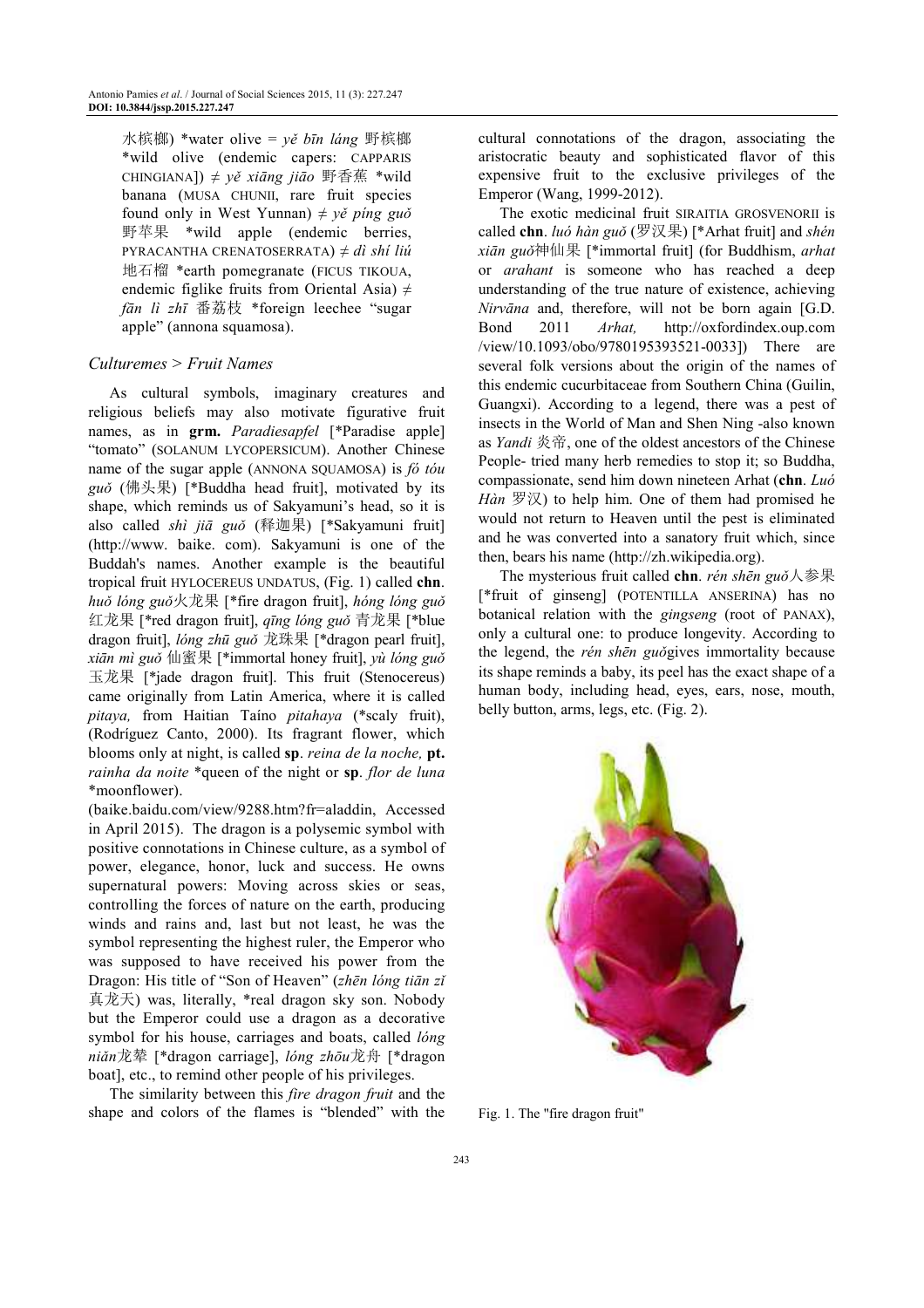水槟榔) *water olive = *yě bīn láng* 野槟榔 *wild olive (endemic capers: CAPPARIS CHINGIANA]) ≠ *yě xiāng jiāo* 野香蕉 *wild banana (MUSA CHUNII, rare fruit species found only in West Yunnan) ≠ *yě píng guǒ* 野苹果 *wild apple (endemic berries, PYRACANTHA CRENATOSERRATA) ≠ *dì shí liú* 地石榴 *earth pomegranate (FICUS TIKOUA, endemic figlike fruits from Oriental Asia) ≠ *fān lì zhī* 番荔枝 *foreign leechee "sugar apple" (annona squamosa).

### *Culturemes > Fruit Names*

As cultural symbols, imaginary creatures and religious beliefs may also motivate figurative fruit names, as in **grm.** *Paradiesapfel* [*Paradise apple] "tomato" (SOLANUM LYCOPERSICUM). Another Chinese name of the sugar apple (ANNONA SQUAMOSA) is *fó tóu guǒ* (佛头果) [*Buddha head fruit], motivated by its shape, which reminds us of Sakyamuni's head, so it is also called *shì jiā guǒ* (释迦果) [*Sakyamuni fruit] (http://www. baike. com). Sakyamuni is one of the Buddah's names. Another example is the beautiful tropical fruit HYLOCEREUS UNDATUS, (Fig. 1) called **chn**. *huǒ lóng guǒ*火龙果 [*fire dragon fruit], *hóng lóng guǒ* 红龙果 [*red dragon fruit], *qīng lóng guǒ* 青龙果 [*blue dragon fruit], *lóng zhū guǒ* 龙珠果 [*dragon pearl fruit], *xiān mì guǒ* 仙蜜果 [*immortal honey fruit], *yù lóng guǒ* 玉龙果 [*jade dragon fruit]. This fruit (Stenocereus) came originally from Latin America, where it is called *pitaya,* from Haitian Taíno *pitahaya* (*scaly fruit), (Rodríguez Canto, 2000). Its fragrant flower, which blooms only at night, is called **sp**. *reina de la noche,* **pt.** *rainha da noite* *queen of the night or **sp**. *flor de luna* *moonflower).

(baike.baidu.com/view/9288.htm?fr=aladdin, Accessed in April 2015). The dragon is a polysemic symbol with positive connotations in Chinese culture, as a symbol of power, elegance, honor, luck and success. He owns supernatural powers: Moving across skies or seas, controlling the forces of nature on the earth, producing winds and rains and, last but not least, he was the symbol representing the highest ruler, the Emperor who was supposed to have received his power from the Dragon: His title of "Son of Heaven" (*zhēn lóng tiān zǐ* 真龙天) was, literally, *real dragon sky son. Nobody but the Emperor could use a dragon as a decorative symbol for his house, carriages and boats, called *lóng niǎn*龙辇 [*dragon carriage], *lóng zhōu*龙舟 [*dragon boat], etc., to remind other people of his privileges.

The similarity between this *fire dragon fruit* and the shape and colors of the flames is "blended" with the cultural connotations of the dragon, associating the aristocratic beauty and sophisticated flavor of this expensive fruit to the exclusive privileges of the Emperor (Wang, 1999-2012).

The exotic medicinal fruit SIRAITIA GROSVENORII is called **chn**. *luó hàn guǒ* (罗汉果) [*Arhat fruit] and *shén xiān guǒ*神仙果 [*immortal fruit] (for Buddhism, *arhat* or *arahant* is someone who has reached a deep understanding of the true nature of existence, achieving *Nirvāna* and, therefore, will not be born again [G.D. Bond 2011 *Arhat,* http://oxfordindex.oup.com /view/10.1093/obo/9780195393521-0033]) There are several folk versions about the origin of the names of this endemic cucurbitaceae from Southern China (Guilin, Guangxi). According to a legend, there was a pest of insects in the World of Man and Shen Ning -also known as *Yandi* 炎帝, one of the oldest ancestors of the Chinese People- tried many herb remedies to stop it; so Buddha, compassionate, send him down nineteen Arhat (**chn**. *Luó Hàn* 罗汉) to help him. One of them had promised he would not return to Heaven until the pest is eliminated and he was converted into a sanatory fruit which, since then, bears his name (http://zh.wikipedia.org).

The mysterious fruit called **chn**. *rén shēn guǒ*人参果 [*fruit of ginseng] (POTENTILLA ANSERINA) has no botanical relation with the *gingseng* (root of PANAX), only a cultural one: to produce longevity. According to the legend, the *rén shēn guǒ*gives immortality because its shape reminds a baby, its peel has the exact shape of a human body, including head, eyes, ears, nose, mouth, belly button, arms, legs, etc. (Fig. 2).

Fig. 1. The "fire dragon fruit"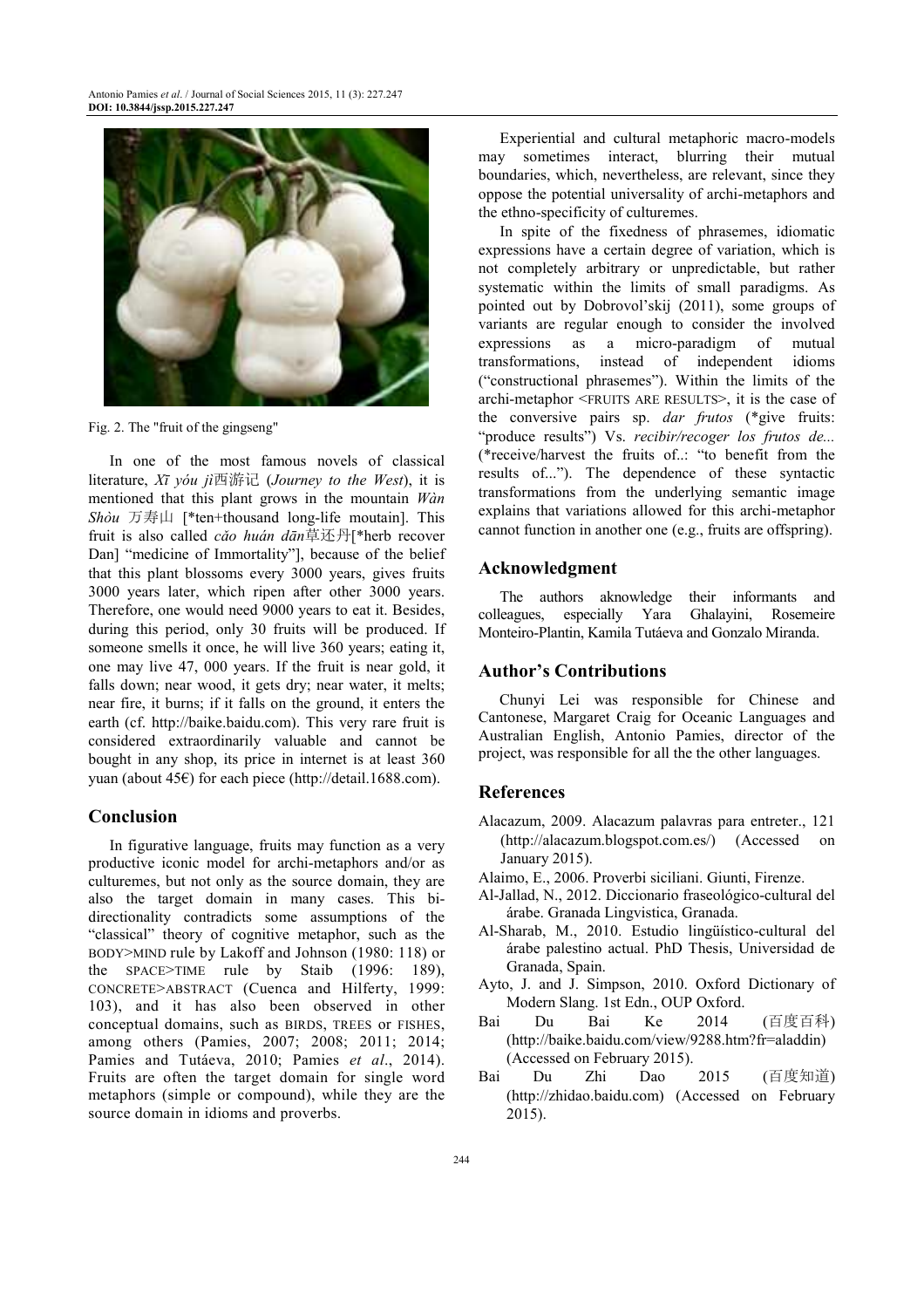Fig. 2. The "fruit of the gingseng"

In one of the most famous novels of classical literature, *Xī yóu jì*西游记 (*Journey to the West*), it is mentioned that this plant grows in the mountain *Wàn Shòu* 万寿山 [*ten+thousand long-life moutain]. This fruit is also called *cǎo huán dān*草还丹[*herb recover Dan] "medicine of Immortality"], because of the belief that this plant blossoms every 3000 years, gives fruits 3000 years later, which ripen after other 3000 years. Therefore, one would need 9000 years to eat it. Besides, during this period, only 30 fruits will be produced. If someone smells it once, he will live 360 years; eating it, one may live 47, 000 years. If the fruit is near gold, it falls down; near wood, it gets dry; near water, it melts; near fire, it burns; if it falls on the ground, it enters the earth (cf. http://baike.baidu.com). This very rare fruit is considered extraordinarily valuable and cannot be bought in any shop, its price in internet is at least 360 yuan (about 45€) for each piece (http://detail.1688.com).

## Conclusion

In figurative language, fruits may function as a very productive iconic model for archi-metaphors and/or as culturemes, but not only as the source domain, they are also the target domain in many cases. This bi-directionality contradicts some assumptions of the "classical" theory of cognitive metaphor, such as the BODY>MIND rule by Lakoff and Johnson (1980: 118) or the SPACE>TIME rule by Staib (1996: 189), CONCRETE>ABSTRACT (Cuenca and Hilferty, 1999: 103), and it has also been observed in other conceptual domains, such as BIRDS, TREES or FISHES, among others (Pamies, 2007; 2008; 2011; 2014; Pamies and Tutáeva, 2010; Pamies *et al*., 2014). Fruits are often the target domain for single word metaphors (simple or compound), while they are the source domain in idioms and proverbs.

Experiential and cultural metaphoric macro-models may sometimes interact, blurring their mutual boundaries, which, nevertheless, are relevant, since they oppose the potential universality of archi-metaphors and the ethno-specificity of culturemes.

In spite of the fixedness of phrasemes, idiomatic expressions have a certain degree of variation, which is not completely arbitrary or unpredictable, but rather systematic within the limits of small paradigms. As pointed out by Dobrovol'skij (2011), some groups of variants are regular enough to consider the involved expressions as a micro-paradigm of mutual transformations, instead of independent idioms ("constructional phrasemes"). Within the limits of the archi-metaphor <FRUITS ARE RESULTS>, it is the case of the conversive pairs sp. *dar frutos* (*give fruits: "produce results") Vs. *recibir/recoger los frutos de...* (*receive/harvest the fruits of..: "to benefit from the results of..."). The dependence of these syntactic transformations from the underlying semantic image explains that variations allowed for this archi-metaphor cannot function in another one (e.g., fruits are offspring).

## Acknowledgment

The authors aknowledge their informants and colleagues, especially Yara Ghalayini, Rosemeire Monteiro-Plantin, Kamila Tutáeva and Gonzalo Miranda.

## Author's Contributions

Chunyi Lei was responsible for Chinese and Cantonese, Margaret Craig for Oceanic Languages and Australian English, Antonio Pamies, director of the project, was responsible for all the the other languages.

## References

Alacazum, 2009. Alacazum palavras para entreter., 121 (http://alacazum.blogspot.com.es/) (Accessed on January 2015).

Alaimo, E., 2006. Proverbi siciliani. Giunti, Firenze.

Al-Jallad, N., 2012. Diccionario fraseológico-cultural del árabe. Granada Lingvistica, Granada.

Al-Sharab, M., 2010. Estudio lingüístico-cultural del árabe palestino actual. PhD Thesis, Universidad de Granada, Spain.

Ayto, J. and J. Simpson, 2010. Oxford Dictionary of Modern Slang. 1st Edn., OUP Oxford.

Bai Du Bai Ke 2014 (百度百科) (http://baike.baidu.com/view/9288.htm?fr=aladdin) (Accessed on February 2015).

Bai Du Zhi Dao 2015 (百度知道) (http://zhidao.baidu.com) (Accessed on February 2015).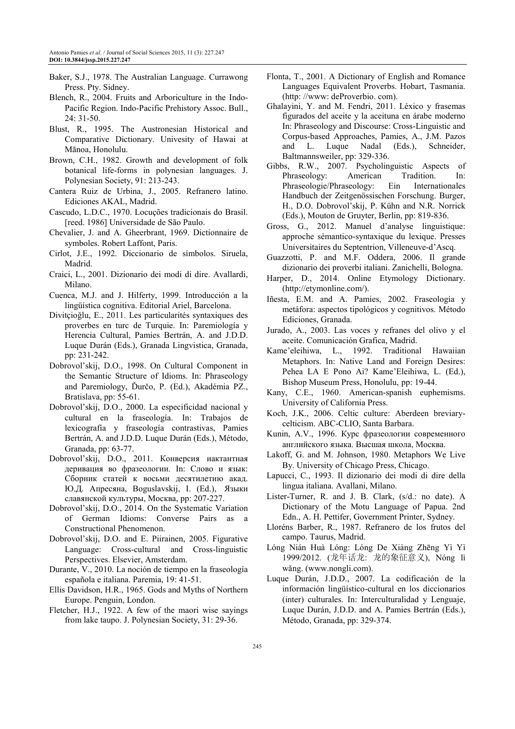Baker, S.J., 1978. The Australian Language. Currawong Press. Pty. Sidney.

Blench, R., 2004. Fruits and Arboriculture in the Indo-Pacific Region. Indo-Pacific Prehistory Assoc. Bull., 24: 31-50.

Blust, R., 1995. The Austronesian Historical and Comparative Dictionary. Univesity of Hawai at Mānoa, Honolulu.

Brown, C.H., 1982. Growth and development of folk botanical life-forms in polynesian languages. J. Polynesian Society, 91: 213-243.

Cantera Ruiz de Urbina, J., 2005. Refranero latino. Ediciones AKAL, Madrid.

Cascudo, L.D.C., 1970. Locuções tradicionais do Brasil. [reed. 1986] Universidade de São Paulo.

Chevalier, J. and A. Gheerbrant, 1969. Dictionnaire de symboles. Robert Laffont, Paris.

Cirlot, J.E., 1992. Diccionario de símbolos. Siruela, Madrid.

Craici, L., 2001. Dizionario dei modi di dire. Avallardi, Milano.

Cuenca, M.J. and J. Hilferty, 1999. Introducción a la lingüística cognitiva. Editorial Ariel, Barcelona.

Divitçioğlu, E., 2011. Les particularités syntaxiques des proverbes en turc de Turquie. In: Paremiología y Herencia Cultural, Pamies Bertrán, A. and J.D.D. Luque Durán (Eds.), Granada Lingvistica, Granada, pp: 231-242.

Dobrovol'skij, D.O., 1998. On Cultural Component in the Semantic Structure of Idioms. In: Phraseology and Paremiology, Ďurčo, P. (Ed.), Akadémia PZ., Bratislava, pp: 55-61.

Dobrovol'skij, D.O., 2000. La especificidad nacional y cultural en la fraseología. In: Trabajos de lexicografía y fraseología contrastivas, Pamies Bertrán, A. and J.D.D. Luque Durán (Eds.), Método, Granada, pp: 63-77.

Dobrovol'skij, D.O., 2011. Конверсия иактантная деривация во фразеологии. In: Слово и язык: Сборник статей к восьми десятилетию акад. Ю.Д. Апресяна, Boguslavskij, I. (Ed.), Языки славянской культуры, Москва, pp: 207-227.

Dobrovol'skij, D.O., 2014. On the Systematic Variation of German Idioms: Converse Pairs as a Constructional Phenomenon.

Dobrovol'skij, D.O. and E. Piirainen, 2005. Figurative Language: Cross-cultural and Cross-linguistic Perspectives. Elsevier, Amsterdam.

Durante, V., 2010. La noción de tiempo en la fraseología española e italiana. Paremia, 19: 41-51.

Ellis Davidson, H.R., 1965. Gods and Myths of Northern Europe. Penguin, London.

Fletcher, H.J., 1922. A few of the maori wise sayings from lake taupo. J. Polynesian Society, 31: 29-36.

Flonta, T., 2001. A Dictionary of English and Romance Languages Equivalent Proverbs. Hobart, Tasmania. (http: //www: deProverbio. com).

Ghalayini, Y. and M. Fendri, 2011. Léxico y frasemas figurados del aceite y la aceituna en árabe moderno In: Phraseology and Discourse: Cross-Linguistic and Corpus-based Approaches, Pamies, A., J.M. Pazos and L. Luque Nadal (Eds.), Schneider, Baltmannsweiler, pp: 329-336.

Gibbs, R.W., 2007. Psycholinguistic Aspects of Phraseology: American Tradition. In: Phraseologie/Phraseology: Ein Internationales Handbuch der Zeitgenössischen Forschung. Burger, H., D.O. Dobrovol'skij, P. Kühn and N.R. Norrick (Eds.), Mouton de Gruyter, Berlin, pp: 819-836.

Gross, G., 2012. Manuel d'analyse linguistique: approche sémantico-syntaxique du lexique. Presses Universitaires du Septentrion, Villeneuve-d'Ascq.

Guazzotti, P. and M.F. Oddera, 2006. Il grande dizionario dei proverbi italiani. Zanichelli, Bologna.

Harper, D., 2014. Online Etymology Dictionary. (http://etymonline.com/).

Iñesta, E.M. and A. Pamies, 2002. Fraseología y metáfora: aspectos tipológicos y cognitivos. Método Ediciones, Granada.

Jurado, A., 2003. Las voces y refranes del olivo y el aceite. Comunicación Grafica, Madrid.

Kame'eleihiwa, L., 1992. Traditional Hawaiian Metaphors. In: Native Land and Foreign Desires: Pehea LA E Pono Ai? Kame'Eleihiwa, L. (Ed.), Bishop Museum Press, Honolulu, pp: 19-44.

Kany, C.E., 1960. American-spanish euphemisms. University of California Press.

Koch, J.K., 2006. Celtic culture: Aberdeen breviary-celticism. ABC-CLIO, Santa Barbara.

Kunin, A.V., 1996. Курс фразеологии современного английского языка. Высшая школа, Москва.

Lakoff, G. and M. Johnson, 1980. Metaphors We Live By. University of Chicago Press, Chicago.

Lapucci, C., 1993. Il dizionario dei modi di dire della lingua italiana. Avallani, Milano.

Lister-Turner, R. and J. B. Clark, (s/d.: no date). A Dictionary of the Motu Language of Papua. 2nd Edn., A. H. Pettifer, Government Printer, Sydney.

Lloréns Barber, R., 1987. Refranero de los frutos del campo. Taurus, Madrid.

Lóng Nián Huà Lóng: Lóng De Xiàng Zhēng Yì Yì 1999/2012. (龙年话龙: 龙的象征意义), Nóng lì wăng. (www.nongli.com).

Luque Durán, J.D.D., 2007. La codificación de la información lingüístico-cultural en los diccionarios (inter) culturales. In: Interculturalidad y Lenguaje, Luque Durán, J.D.D. and A. Pamies Bertrán (Eds.), Método, Granada, pp: 329-374.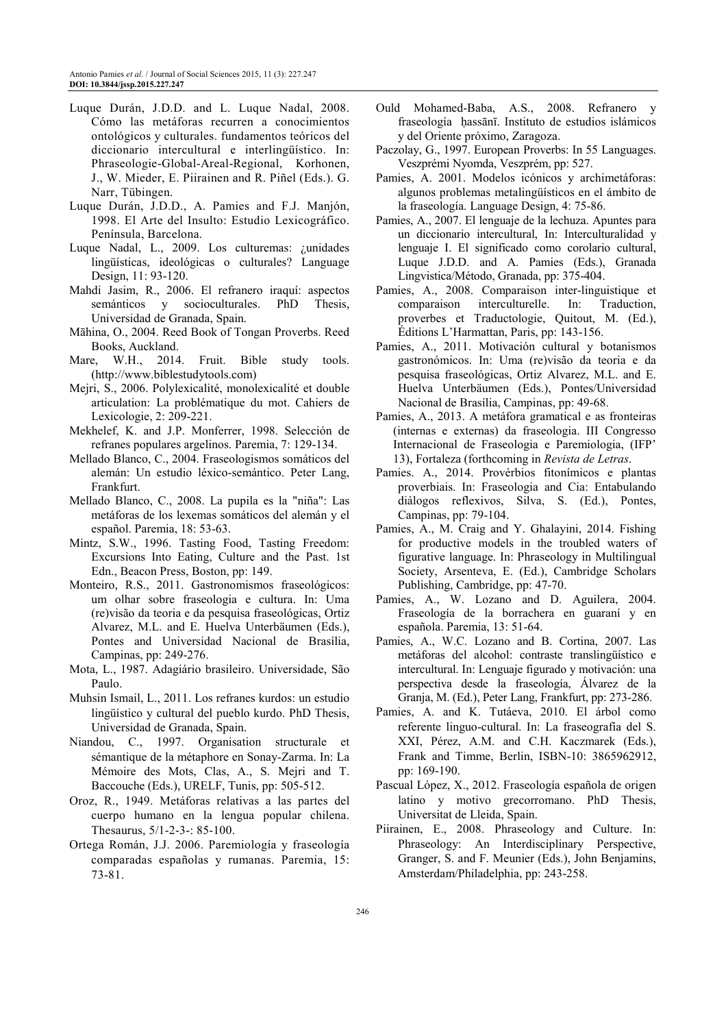Luque Durán, J.D.D. and L. Luque Nadal, 2008. Cómo las metáforas recurren a conocimientos ontológicos y culturales. fundamentos teóricos del diccionario intercultural e interlingüístico. In: Phraseologie-Global-Areal-Regional, Korhonen, J., W. Mieder, E. Piirainen and R. Piñel (Eds.). G. Narr, Tübingen.

Luque Durán, J.D.D., A. Pamies and F.J. Manjón, 1998. El Arte del Insulto: Estudio Lexicográfico. Península, Barcelona.

Luque Nadal, L., 2009. Los culturemas: ¿unidades lingüísticas, ideológicas o culturales? Language Design, 11: 93-120.

Mahdi Jasim, R., 2006. El refranero iraquí: aspectos semánticos y socioculturales. PhD Thesis, Universidad de Granada, Spain.

Māhina, O., 2004. Reed Book of Tongan Proverbs. Reed Books, Auckland.

Mare, W.H., 2014. Fruit. Bible study tools. (http://www.biblestudytools.com)

Mejri, S., 2006. Polylexicalité, monolexicalité et double articulation: La problématique du mot. Cahiers de Lexicologie, 2: 209-221.

Mekhelef, K. and J.P. Monferrer, 1998. Selección de refranes populares argelinos. Paremia, 7: 129-134.

Mellado Blanco, C., 2004. Fraseologismos somáticos del alemán: Un estudio léxico-semántico. Peter Lang, Frankfurt.

Mellado Blanco, C., 2008. La pupila es la "niña": Las metáforas de los lexemas somáticos del alemán y el español. Paremia, 18: 53-63.

Mintz, S.W., 1996. Tasting Food, Tasting Freedom: Excursions Into Eating, Culture and the Past. 1st Edn., Beacon Press, Boston, pp: 149.

Monteiro, R.S., 2011. Gastronomismos fraseológicos: um olhar sobre fraseologia e cultura. In: Uma (re)visão da teoria e da pesquisa fraseológicas, Ortiz Alvarez, M.L. and E. Huelva Unterbäumen (Eds.), Pontes and Universidad Nacional de Brasília, Campinas, pp: 249-276.

Mota, L., 1987. Adagiário brasileiro. Universidade, São Paulo.

Muhsin Ismail, L., 2011. Los refranes kurdos: un estudio lingüístico y cultural del pueblo kurdo. PhD Thesis, Universidad de Granada, Spain.

Niandou, C., 1997. Organisation structurale et sémantique de la métaphore en Sonay-Zarma. In: La Mémoire des Mots, Clas, A., S. Mejri and T. Baccouche (Eds.), URELF, Tunis, pp: 505-512.

Oroz, R., 1949. Metáforas relativas a las partes del cuerpo humano en la lengua popular chilena. Thesaurus, 5/1-2-3-: 85-100.

Ortega Román, J.J. 2006. Paremiología y fraseología comparadas españolas y rumanas. Paremia, 15: 73-81.

Ould Mohamed-Baba, A.S., 2008. Refranero y fraseología ḥassānī. Instituto de estudios islámicos y del Oriente próximo, Zaragoza.

Paczolay, G., 1997. European Proverbs: In 55 Languages. Veszprémi Nyomda, Veszprém, pp: 527.

Pamies, A. 2001. Modelos icónicos y archimetáforas: algunos problemas metalingüísticos en el ámbito de la fraseología. Language Design, 4: 75-86.

Pamies, A., 2007. El lenguaje de la lechuza. Apuntes para un diccionario intercultural, In: Interculturalidad y lenguaje I. El significado como corolario cultural, Luque J.D.D. and A. Pamies (Eds.), Granada Lingvistica/Método, Granada, pp: 375-404.

Pamies, A., 2008. Comparaison inter-linguistique et comparaison interculturelle. In: Traduction, proverbes et Traductologie, Quitout, M. (Ed.), Éditions L'Harmattan, Paris, pp: 143-156.

Pamies, A., 2011. Motivación cultural y botanismos gastronómicos. In: Uma (re)visão da teoria e da pesquisa fraseológicas, Ortiz Alvarez, M.L. and E. Huelva Unterbäumen (Eds.), Pontes/Universidad Nacional de Brasília, Campinas, pp: 49-68.

Pamies, A., 2013. A metáfora gramatical e as fronteiras (internas e externas) da fraseologia. III Congresso Internacional de Fraseologia e Paremiologia, (IFP' 13), Fortaleza (forthcoming in *Revista de Letras*.

Pamies. A., 2014. Provérbios fitonímicos e plantas proverbiais. In: Fraseologia and Cia: Entabulando diálogos reflexivos, Silva, S. (Ed.), Pontes, Campinas, pp: 79-104.

Pamies, A., M. Craig and Y. Ghalayini, 2014. Fishing for productive models in the troubled waters of figurative language. In: Phraseology in Multilingual Society, Arsenteva, E. (Ed.), Cambridge Scholars Publishing, Cambridge, pp: 47-70.

Pamies, A., W. Lozano and D. Aguilera, 2004. Fraseología de la borrachera en guaraní y en española. Paremia, 13: 51-64.

Pamies, A., W.C. Lozano and B. Cortina, 2007. Las metáforas del alcohol: contraste translingüístico e intercultural. In: Lenguaje figurado y motivación: una perspectiva desde la fraseología, Álvarez de la Granja, M. (Ed.), Peter Lang, Frankfurt, pp: 273-286.

Pamies, A. and K. Tutáeva, 2010. El árbol como referente linguo-cultural. In: La fraseografía del S. XXI, Pérez, A.M. and C.H. Kaczmarek (Eds.), Frank and Timme, Berlin, ISBN-10: 3865962912, pp: 169-190.

Pascual López, X., 2012. Fraseología española de origen latino y motivo grecorromano. PhD Thesis, Universitat de Lleida, Spain.

Piirainen, E., 2008. Phraseology and Culture. In: Phraseology: An Interdisciplinary Perspective, Granger, S. and F. Meunier (Eds.), John Benjamins, Amsterdam/Philadelphia, pp: 243-258.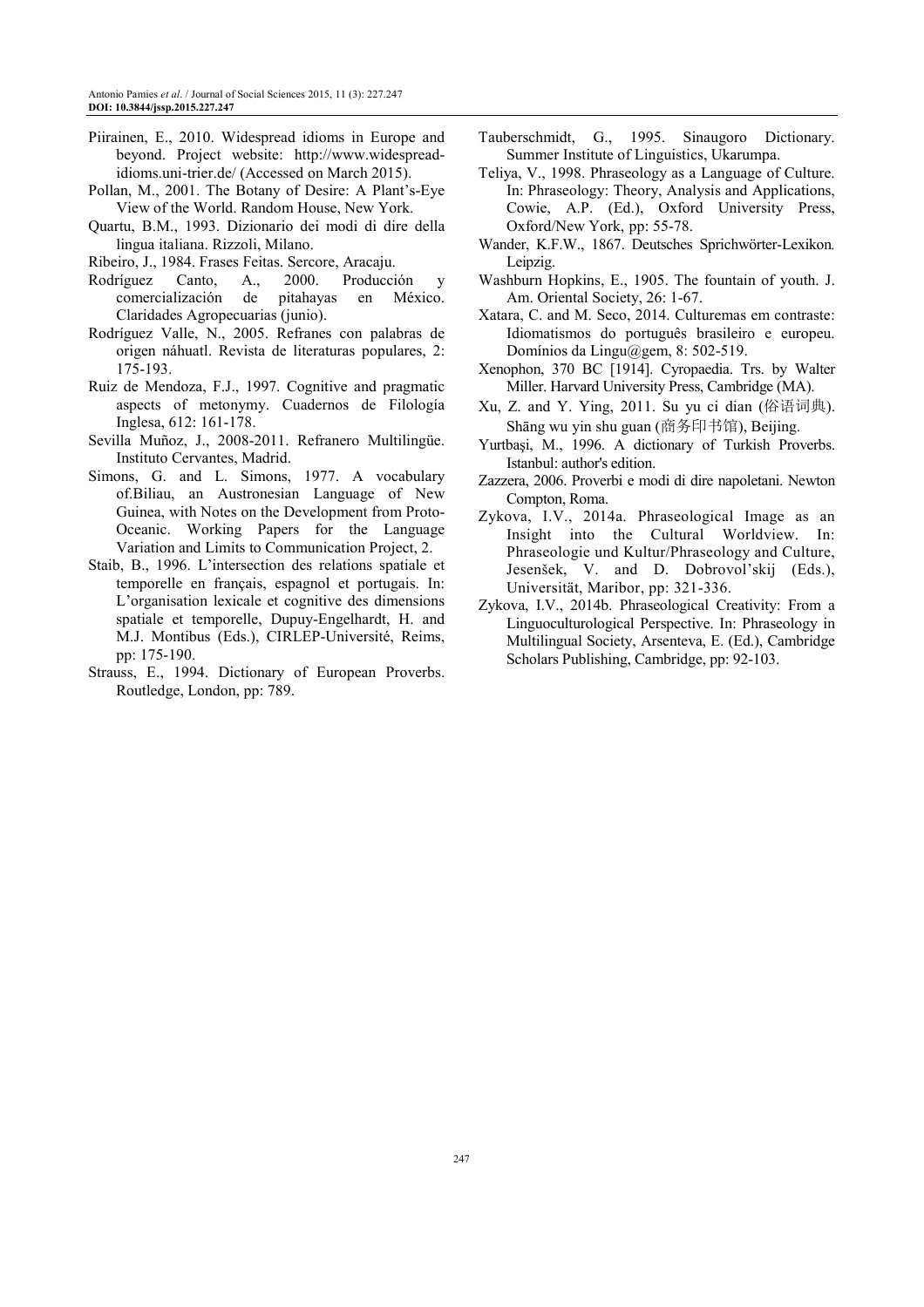Piirainen, E., 2010. Widespread idioms in Europe and beyond. Project website: http://www.widespread-idioms.uni-trier.de/ (Accessed on March 2015).

Pollan, M., 2001. The Botany of Desire: A Plant's-Eye View of the World. Random House, New York.

Quartu, B.M., 1993. Dizionario dei modi di dire della lingua italiana. Rizzoli, Milano.

Ribeiro, J., 1984. Frases Feitas. Sercore, Aracaju.

Rodríguez Canto, A., 2000. Producción y comercialización de pitahayas en México. Claridades Agropecuarias (junio).

Rodríguez Valle, N., 2005. Refranes con palabras de origen náhuatl. Revista de literaturas populares, 2: 175-193.

Ruiz de Mendoza, F.J., 1997. Cognitive and pragmatic aspects of metonymy. Cuadernos de Filología Inglesa, 612: 161-178.

Sevilla Muñoz, J., 2008-2011. Refranero Multilingüe. Instituto Cervantes, Madrid.

Simons, G. and L. Simons, 1977. A vocabulary of.Biliau, an Austronesian Language of New Guinea, with Notes on the Development from Proto-Oceanic. Working Papers for the Language Variation and Limits to Communication Project, 2.

Staib, B., 1996. L'intersection des relations spatiale et temporelle en français, espagnol et portugais. In: L'organisation lexicale et cognitive des dimensions spatiale et temporelle, Dupuy-Engelhardt, H. and M.J. Montibus (Eds.), CIRLEP-Université, Reims, pp: 175-190.

Strauss, E., 1994. Dictionary of European Proverbs. Routledge, London, pp: 789.

Tauberschmidt, G., 1995. Sinaugoro Dictionary. Summer Institute of Linguistics, Ukarumpa.

Teliya, V., 1998. Phraseology as a Language of Culture. In: Phraseology: Theory, Analysis and Applications, Cowie, A.P. (Ed.), Oxford University Press, Oxford/New York, pp: 55-78.

Wander, K.F.W., 1867. Deutsches Sprichwörter-Lexikon. Leipzig.

Washburn Hopkins, E., 1905. The fountain of youth. J. Am. Oriental Society, 26: 1-67.

Xatara, C. and M. Seco, 2014. Culturemas em contraste: Idiomatismos do português brasileiro e europeu. Domínios da Lingu@gem, 8: 502-519.

Xenophon, 370 BC [1914]. Cyropaedia. Trs. by Walter Miller. Harvard University Press, Cambridge (MA).

Xu, Z. and Y. Ying, 2011. Su yu ci dian (俗语词典). Shāng wu yin shu guan (商务印书馆), Beijing.

Yurtbaşi, M., 1996. A dictionary of Turkish Proverbs. Istanbul: author's edition.

Zazzera, 2006. Proverbi e modi di dire napoletani. Newton Compton, Roma.

Zykova, I.V., 2014a. Phraseological Image as an Insight into the Cultural Worldview. In: Phraseologie und Kultur/Phraseology and Culture, Jesenšek, V. and D. Dobrovol'skij (Eds.), Universität, Maribor, pp: 321-336.

Zykova, I.V., 2014b. Phraseological Creativity: From a Linguoculturological Perspective. In: Phraseology in Multilingual Society, Arsenteva, E. (Ed.), Cambridge Scholars Publishing, Cambridge, pp: 92-103.